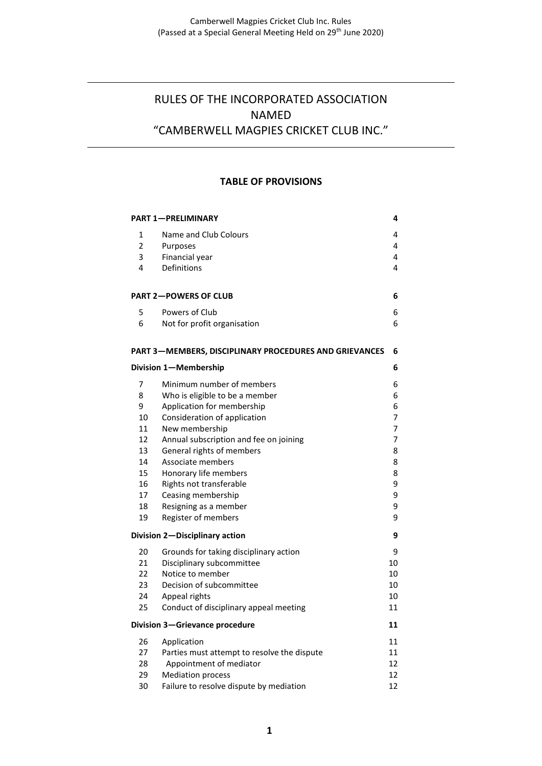# RULES OF THE INCORPORATED ASSOCIATION NAMED "CAMBERWELL MAGPIES CRICKET CLUB INC."

## TABLE OF PROVISIONS

| | | |
|---|---|---|
| **PART 1—PRELIMINARY** | | **4** |
| 1 | Name and Club Colours | 4 |
| 2 | Purposes | 4 |
| 3 | Financial year | 4 |
| 4 | Definitions | 4 |
| **PART 2—POWERS OF CLUB** | | **6** |
| 5 | Powers of Club | 6 |
| 6 | Not for profit organisation | 6 |
| **PART 3—MEMBERS, DISCIPLINARY PROCEDURES AND GRIEVANCES** | | **6** |
| **Division 1—Membership** | | **6** |
| 7 | Minimum number of members | 6 |
| 8 | Who is eligible to be a member | 6 |
| 9 | Application for membership | 6 |
| 10 | Consideration of application | 7 |
| 11 | New membership | 7 |
| 12 | Annual subscription and fee on joining | 7 |
| 13 | General rights of members | 8 |
| 14 | Associate members | 8 |
| 15 | Honorary life members | 8 |
| 16 | Rights not transferable | 9 |
| 17 | Ceasing membership | 9 |
| 18 | Resigning as a member | 9 |
| 19 | Register of members | 9 |
| **Division 2—Disciplinary action** | | **9** |
| 20 | Grounds for taking disciplinary action | 9 |
| 21 | Disciplinary subcommittee | 10 |
| 22 | Notice to member | 10 |
| 23 | Decision of subcommittee | 10 |
| 24 | Appeal rights | 10 |
| 25 | Conduct of disciplinary appeal meeting | 11 |
| **Division 3—Grievance procedure** | | **11** |
| 26 | Application | 11 |
| 27 | Parties must attempt to resolve the dispute | 11 |
| 28 | Appointment of mediator | 12 |
| 29 | Mediation process | 12 |
| 30 | Failure to resolve dispute by mediation | 12 |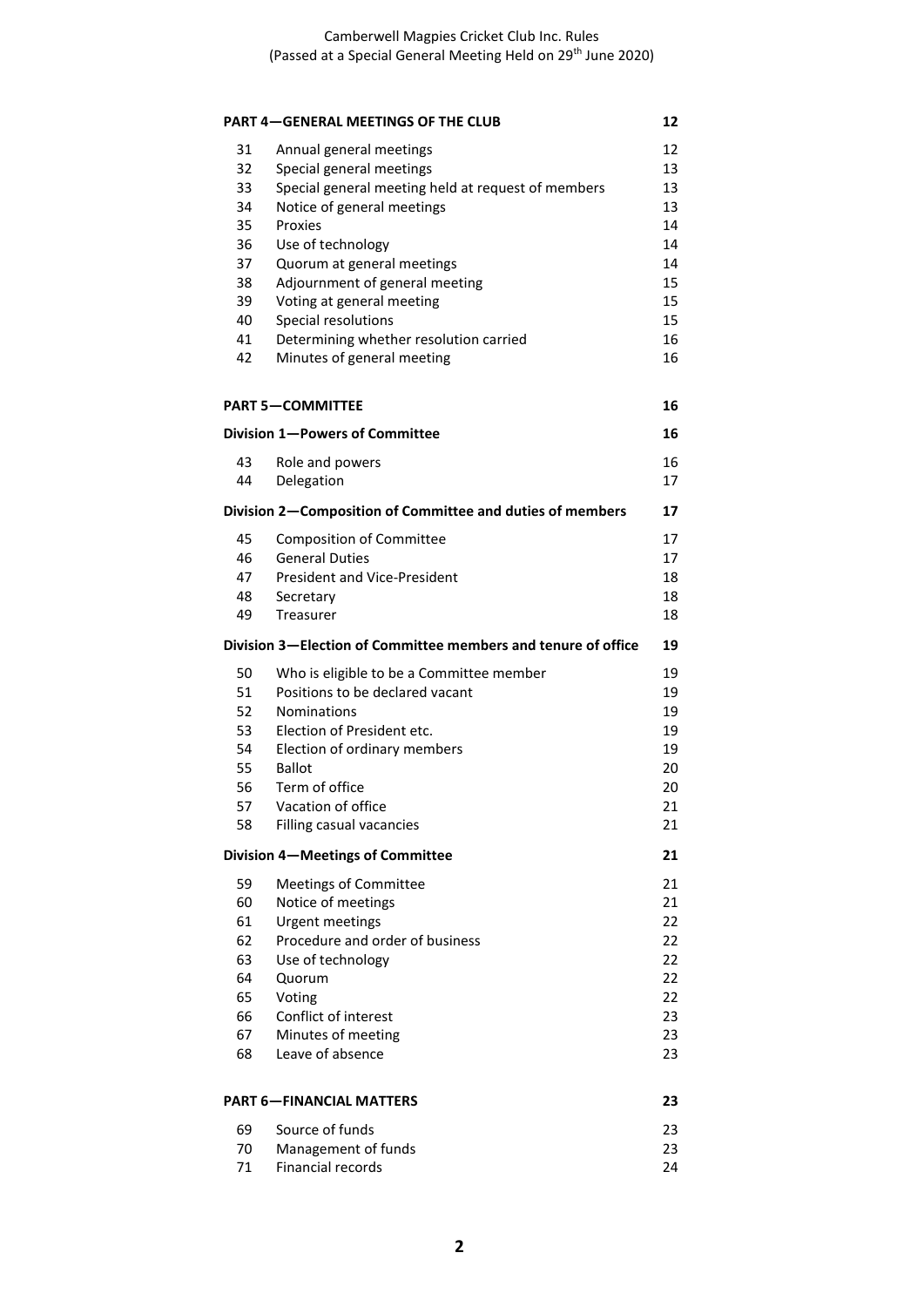| | | |
|---|---|---|
| **PART 4—GENERAL MEETINGS OF THE CLUB** | | **12** |
| 31 | Annual general meetings | 12 |
| 32 | Special general meetings | 13 |
| 33 | Special general meeting held at request of members | 13 |
| 34 | Notice of general meetings | 13 |
| 35 | Proxies | 14 |
| 36 | Use of technology | 14 |
| 37 | Quorum at general meetings | 14 |
| 38 | Adjournment of general meeting | 15 |
| 39 | Voting at general meeting | 15 |
| 40 | Special resolutions | 15 |
| 41 | Determining whether resolution carried | 16 |
| 42 | Minutes of general meeting | 16 |
| **PART 5—COMMITTEE** | | **16** |
| **Division 1—Powers of Committee** | | **16** |
| 43 | Role and powers | 16 |
| 44 | Delegation | 17 |
| **Division 2—Composition of Committee and duties of members** | | **17** |
| 45 | Composition of Committee | 17 |
| 46 | General Duties | 17 |
| 47 | President and Vice-President | 18 |
| 48 | Secretary | 18 |
| 49 | Treasurer | 18 |
| **Division 3—Election of Committee members and tenure of office** | | **19** |
| 50 | Who is eligible to be a Committee member | 19 |
| 51 | Positions to be declared vacant | 19 |
| 52 | Nominations | 19 |
| 53 | Election of President etc. | 19 |
| 54 | Election of ordinary members | 19 |
| 55 | Ballot | 20 |
| 56 | Term of office | 20 |
| 57 | Vacation of office | 21 |
| 58 | Filling casual vacancies | 21 |
| **Division 4—Meetings of Committee** | | **21** |
| 59 | Meetings of Committee | 21 |
| 60 | Notice of meetings | 21 |
| 61 | Urgent meetings | 22 |
| 62 | Procedure and order of business | 22 |
| 63 | Use of technology | 22 |
| 64 | Quorum | 22 |
| 65 | Voting | 22 |
| 66 | Conflict of interest | 23 |
| 67 | Minutes of meeting | 23 |
| 68 | Leave of absence | 23 |
| **PART 6—FINANCIAL MATTERS** | | **23** |
| 69 | Source of funds | 23 |
| 70 | Management of funds | 23 |
| 71 | Financial records | 24 |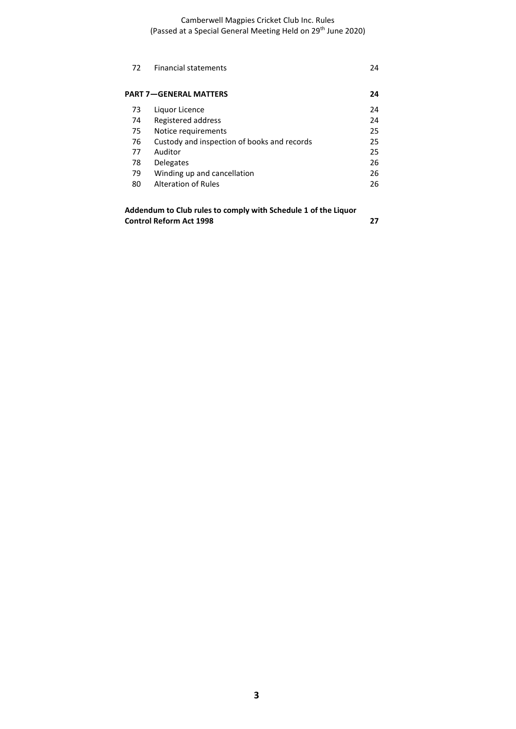| | | |
|---|---|---|
| 72 | Financial statements | 24 |
| **PART 7—GENERAL MATTERS** | | **24** |
| 73 | Liquor Licence | 24 |
| 74 | Registered address | 24 |
| 75 | Notice requirements | 25 |
| 76 | Custody and inspection of books and records | 25 |
| 77 | Auditor | 25 |
| 78 | Delegates | 26 |
| 79 | Winding up and cancellation | 26 |
| 80 | Alteration of Rules | 26 |
| **Addendum to Club rules to comply with Schedule 1 of the Liquor Control Reform Act 1998** | | **27** |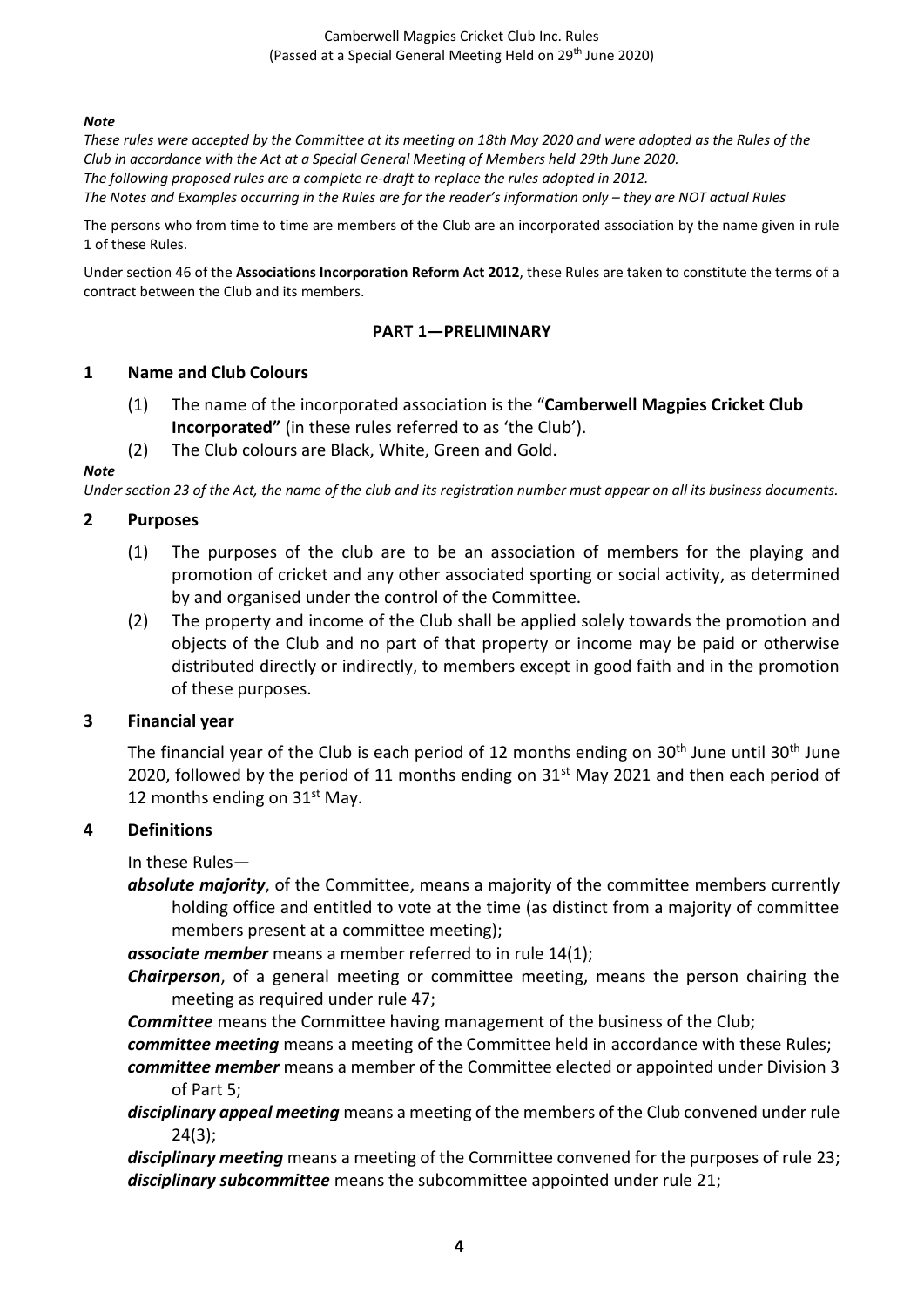***Note***

*These rules were accepted by the Committee at its meeting on 18th May 2020 and were adopted as the Rules of the Club in accordance with the Act at a Special General Meeting of Members held 29th June 2020.*
*The following proposed rules are a complete re-draft to replace the rules adopted in 2012.*
*The Notes and Examples occurring in the Rules are for the reader's information only – they are NOT actual Rules*

The persons who from time to time are members of the Club are an incorporated association by the name given in rule 1 of these Rules.

Under section 46 of the **Associations Incorporation Reform Act 2012**, these Rules are taken to constitute the terms of a contract between the Club and its members.

## PART 1—PRELIMINARY

### 1 Name and Club Colours

(1) The name of the incorporated association is the "**Camberwell Magpies Cricket Club Incorporated"** (in these rules referred to as 'the Club').

(2) The Club colours are Black, White, Green and Gold.

***Note***

*Under section 23 of the Act, the name of the club and its registration number must appear on all its business documents.*

### 2 Purposes

(1) The purposes of the club are to be an association of members for the playing and promotion of cricket and any other associated sporting or social activity, as determined by and organised under the control of the Committee.

(2) The property and income of the Club shall be applied solely towards the promotion and objects of the Club and no part of that property or income may be paid or otherwise distributed directly or indirectly, to members except in good faith and in the promotion of these purposes.

### 3 Financial year

The financial year of the Club is each period of 12 months ending on 30th June until 30th June 2020, followed by the period of 11 months ending on 31st May 2021 and then each period of 12 months ending on 31st May.

### 4 Definitions

In these Rules—

***absolute majority***, of the Committee, means a majority of the committee members currently holding office and entitled to vote at the time (as distinct from a majority of committee members present at a committee meeting);

***associate member*** means a member referred to in rule 14(1);

***Chairperson***, of a general meeting or committee meeting, means the person chairing the meeting as required under rule 47;

***Committee*** means the Committee having management of the business of the Club;

***committee meeting*** means a meeting of the Committee held in accordance with these Rules;

***committee member*** means a member of the Committee elected or appointed under Division 3 of Part 5;

***disciplinary appeal meeting*** means a meeting of the members of the Club convened under rule 24(3);

***disciplinary meeting*** means a meeting of the Committee convened for the purposes of rule 23;

***disciplinary subcommittee*** means the subcommittee appointed under rule 21;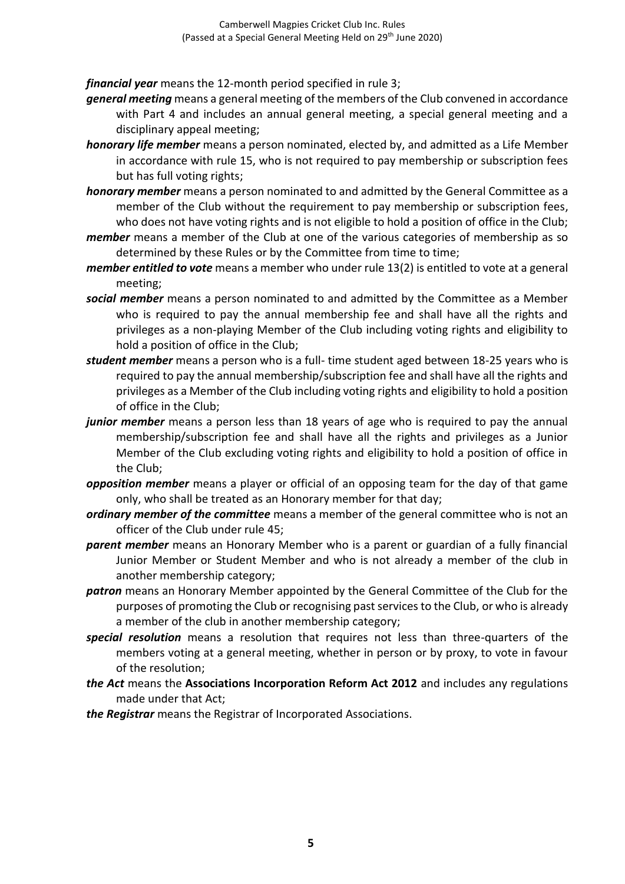***financial year*** means the 12-month period specified in rule 3;

***general meeting*** means a general meeting of the members of the Club convened in accordance with Part 4 and includes an annual general meeting, a special general meeting and a disciplinary appeal meeting;

***honorary life member*** means a person nominated, elected by, and admitted as a Life Member in accordance with rule 15, who is not required to pay membership or subscription fees but has full voting rights;

***honorary member*** means a person nominated to and admitted by the General Committee as a member of the Club without the requirement to pay membership or subscription fees, who does not have voting rights and is not eligible to hold a position of office in the Club;

***member*** means a member of the Club at one of the various categories of membership as so determined by these Rules or by the Committee from time to time;

***member entitled to vote*** means a member who under rule 13(2) is entitled to vote at a general meeting;

***social member*** means a person nominated to and admitted by the Committee as a Member who is required to pay the annual membership fee and shall have all the rights and privileges as a non-playing Member of the Club including voting rights and eligibility to hold a position of office in the Club;

***student member*** means a person who is a full- time student aged between 18-25 years who is required to pay the annual membership/subscription fee and shall have all the rights and privileges as a Member of the Club including voting rights and eligibility to hold a position of office in the Club;

***junior member*** means a person less than 18 years of age who is required to pay the annual membership/subscription fee and shall have all the rights and privileges as a Junior Member of the Club excluding voting rights and eligibility to hold a position of office in the Club;

***opposition member*** means a player or official of an opposing team for the day of that game only, who shall be treated as an Honorary member for that day;

***ordinary member of the committee*** means a member of the general committee who is not an officer of the Club under rule 45;

***parent member*** means an Honorary Member who is a parent or guardian of a fully financial Junior Member or Student Member and who is not already a member of the club in another membership category;

***patron*** means an Honorary Member appointed by the General Committee of the Club for the purposes of promoting the Club or recognising past services to the Club, or who is already a member of the club in another membership category;

***special resolution*** means a resolution that requires not less than three-quarters of the members voting at a general meeting, whether in person or by proxy, to vote in favour of the resolution;

***the Act*** means the **Associations Incorporation Reform Act 2012** and includes any regulations made under that Act;

***the Registrar*** means the Registrar of Incorporated Associations.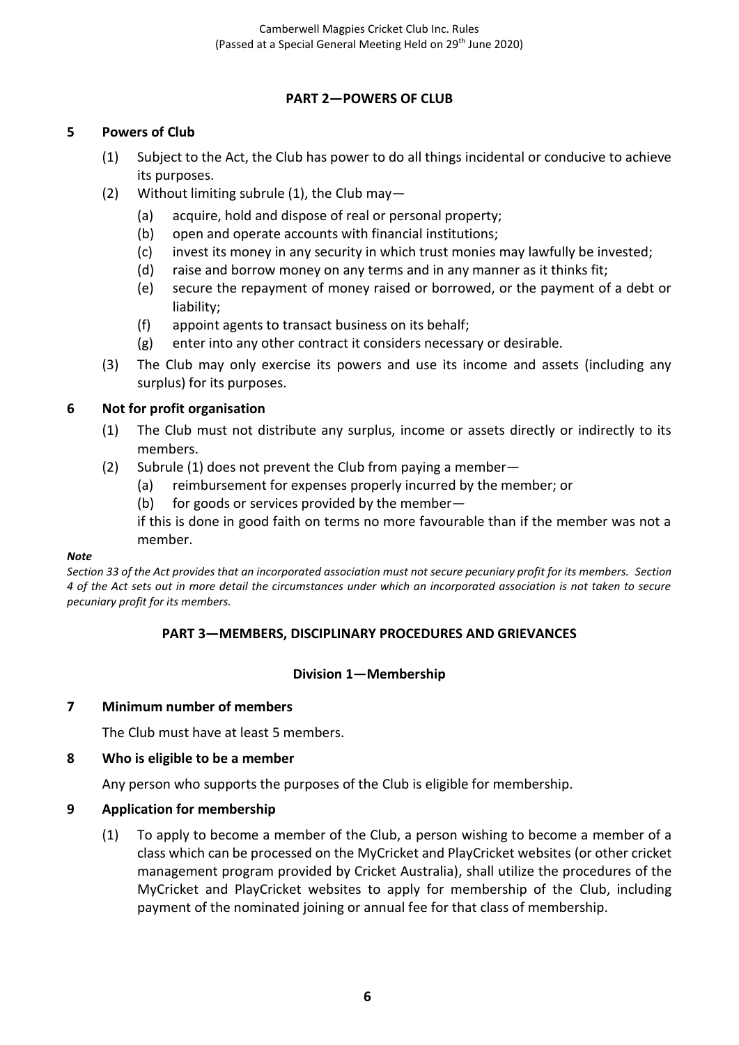## PART 2—POWERS OF CLUB

### 5 Powers of Club

(1) Subject to the Act, the Club has power to do all things incidental or conducive to achieve its purposes.

(2) Without limiting subrule (1), the Club may—

  (a) acquire, hold and dispose of real or personal property;

  (b) open and operate accounts with financial institutions;

  (c) invest its money in any security in which trust monies may lawfully be invested;

  (d) raise and borrow money on any terms and in any manner as it thinks fit;

  (e) secure the repayment of money raised or borrowed, or the payment of a debt or liability;

  (f) appoint agents to transact business on its behalf;

  (g) enter into any other contract it considers necessary or desirable.

(3) The Club may only exercise its powers and use its income and assets (including any surplus) for its purposes.

### 6 Not for profit organisation

(1) The Club must not distribute any surplus, income or assets directly or indirectly to its members.

(2) Subrule (1) does not prevent the Club from paying a member—

  (a) reimbursement for expenses properly incurred by the member; or

  (b) for goods or services provided by the member—

if this is done in good faith on terms no more favourable than if the member was not a member.

***Note***

*Section 33 of the Act provides that an incorporated association must not secure pecuniary profit for its members. Section 4 of the Act sets out in more detail the circumstances under which an incorporated association is not taken to secure pecuniary profit for its members.*

## PART 3—MEMBERS, DISCIPLINARY PROCEDURES AND GRIEVANCES

### Division 1—Membership

### 7 Minimum number of members

The Club must have at least 5 members.

### 8 Who is eligible to be a member

Any person who supports the purposes of the Club is eligible for membership.

### 9 Application for membership

(1) To apply to become a member of the Club, a person wishing to become a member of a class which can be processed on the MyCricket and PlayCricket websites (or other cricket management program provided by Cricket Australia), shall utilize the procedures of the MyCricket and PlayCricket websites to apply for membership of the Club, including payment of the nominated joining or annual fee for that class of membership.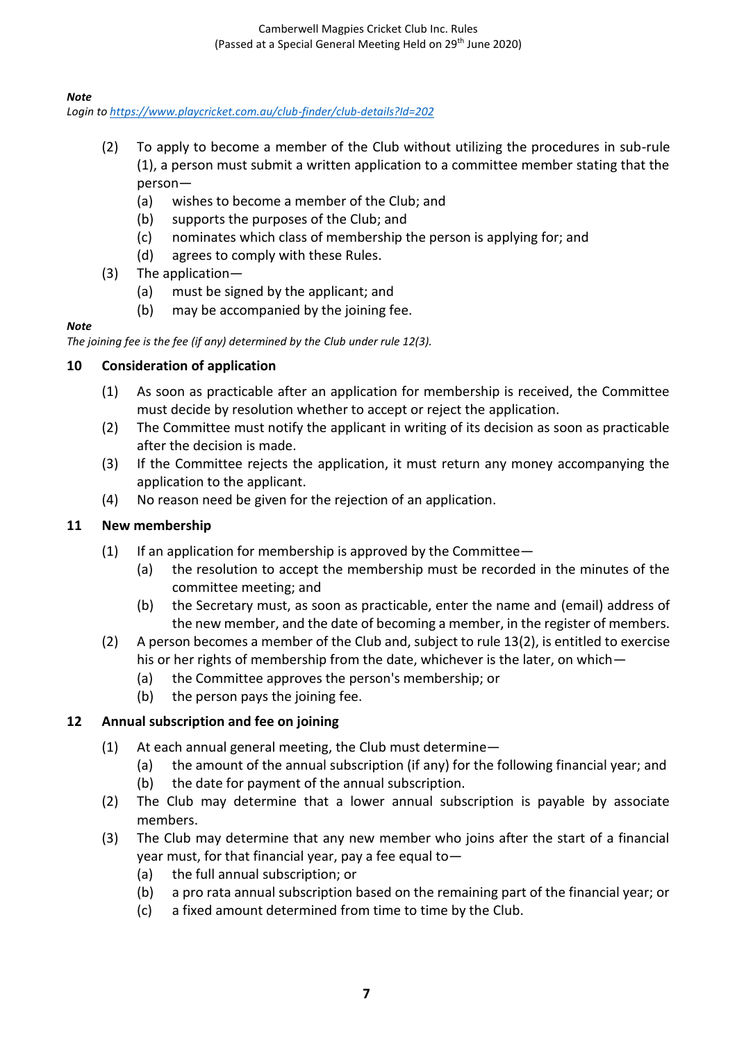***Note***

*Login to https://www.playcricket.com.au/club-finder/club-details?Id=202*

(2) To apply to become a member of the Club without utilizing the procedures in sub-rule (1), a person must submit a written application to a committee member stating that the person—
  - (a) wishes to become a member of the Club; and
  - (b) supports the purposes of the Club; and
  - (c) nominates which class of membership the person is applying for; and
  - (d) agrees to comply with these Rules.

(3) The application—
  - (a) must be signed by the applicant; and
  - (b) may be accompanied by the joining fee.

***Note***

*The joining fee is the fee (if any) determined by the Club under rule 12(3).*

## 10 Consideration of application

(1) As soon as practicable after an application for membership is received, the Committee must decide by resolution whether to accept or reject the application.

(2) The Committee must notify the applicant in writing of its decision as soon as practicable after the decision is made.

(3) If the Committee rejects the application, it must return any money accompanying the application to the applicant.

(4) No reason need be given for the rejection of an application.

## 11 New membership

(1) If an application for membership is approved by the Committee—
  - (a) the resolution to accept the membership must be recorded in the minutes of the committee meeting; and
  - (b) the Secretary must, as soon as practicable, enter the name and (email) address of the new member, and the date of becoming a member, in the register of members.

(2) A person becomes a member of the Club and, subject to rule 13(2), is entitled to exercise his or her rights of membership from the date, whichever is the later, on which—
  - (a) the Committee approves the person's membership; or
  - (b) the person pays the joining fee.

## 12 Annual subscription and fee on joining

(1) At each annual general meeting, the Club must determine—
  - (a) the amount of the annual subscription (if any) for the following financial year; and
  - (b) the date for payment of the annual subscription.

(2) The Club may determine that a lower annual subscription is payable by associate members.

(3) The Club may determine that any new member who joins after the start of a financial year must, for that financial year, pay a fee equal to—
  - (a) the full annual subscription; or
  - (b) a pro rata annual subscription based on the remaining part of the financial year; or
  - (c) a fixed amount determined from time to time by the Club.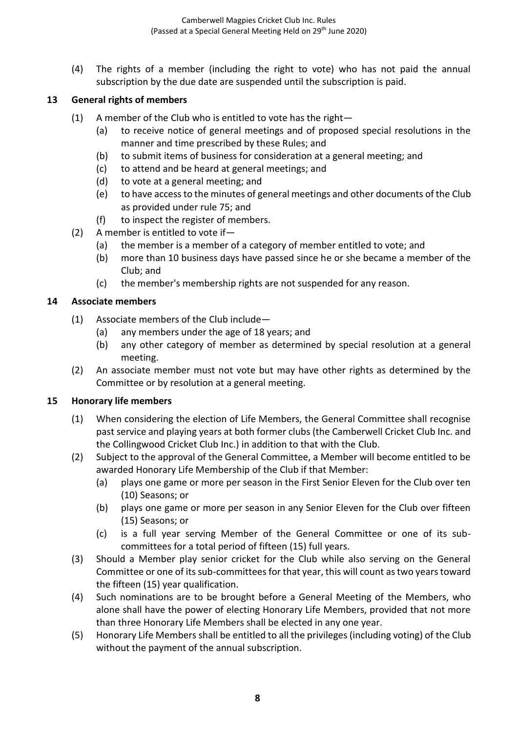(4) The rights of a member (including the right to vote) who has not paid the annual subscription by the due date are suspended until the subscription is paid.

## 13 General rights of members

(1) A member of the Club who is entitled to vote has the right—

  (a) to receive notice of general meetings and of proposed special resolutions in the manner and time prescribed by these Rules; and
  (b) to submit items of business for consideration at a general meeting; and
  (c) to attend and be heard at general meetings; and
  (d) to vote at a general meeting; and
  (e) to have access to the minutes of general meetings and other documents of the Club as provided under rule 75; and
  (f) to inspect the register of members.

(2) A member is entitled to vote if—

  (a) the member is a member of a category of member entitled to vote; and
  (b) more than 10 business days have passed since he or she became a member of the Club; and
  (c) the member's membership rights are not suspended for any reason.

## 14 Associate members

(1) Associate members of the Club include—

  (a) any members under the age of 18 years; and
  (b) any other category of member as determined by special resolution at a general meeting.

(2) An associate member must not vote but may have other rights as determined by the Committee or by resolution at a general meeting.

## 15 Honorary life members

(1) When considering the election of Life Members, the General Committee shall recognise past service and playing years at both former clubs (the Camberwell Cricket Club Inc. and the Collingwood Cricket Club Inc.) in addition to that with the Club.

(2) Subject to the approval of the General Committee, a Member will become entitled to be awarded Honorary Life Membership of the Club if that Member:

  (a) plays one game or more per season in the First Senior Eleven for the Club over ten (10) Seasons; or
  (b) plays one game or more per season in any Senior Eleven for the Club over fifteen (15) Seasons; or
  (c) is a full year serving Member of the General Committee or one of its sub-committees for a total period of fifteen (15) full years.

(3) Should a Member play senior cricket for the Club while also serving on the General Committee or one of its sub-committees for that year, this will count as two years toward the fifteen (15) year qualification.

(4) Such nominations are to be brought before a General Meeting of the Members, who alone shall have the power of electing Honorary Life Members, provided that not more than three Honorary Life Members shall be elected in any one year.

(5) Honorary Life Members shall be entitled to all the privileges (including voting) of the Club without the payment of the annual subscription.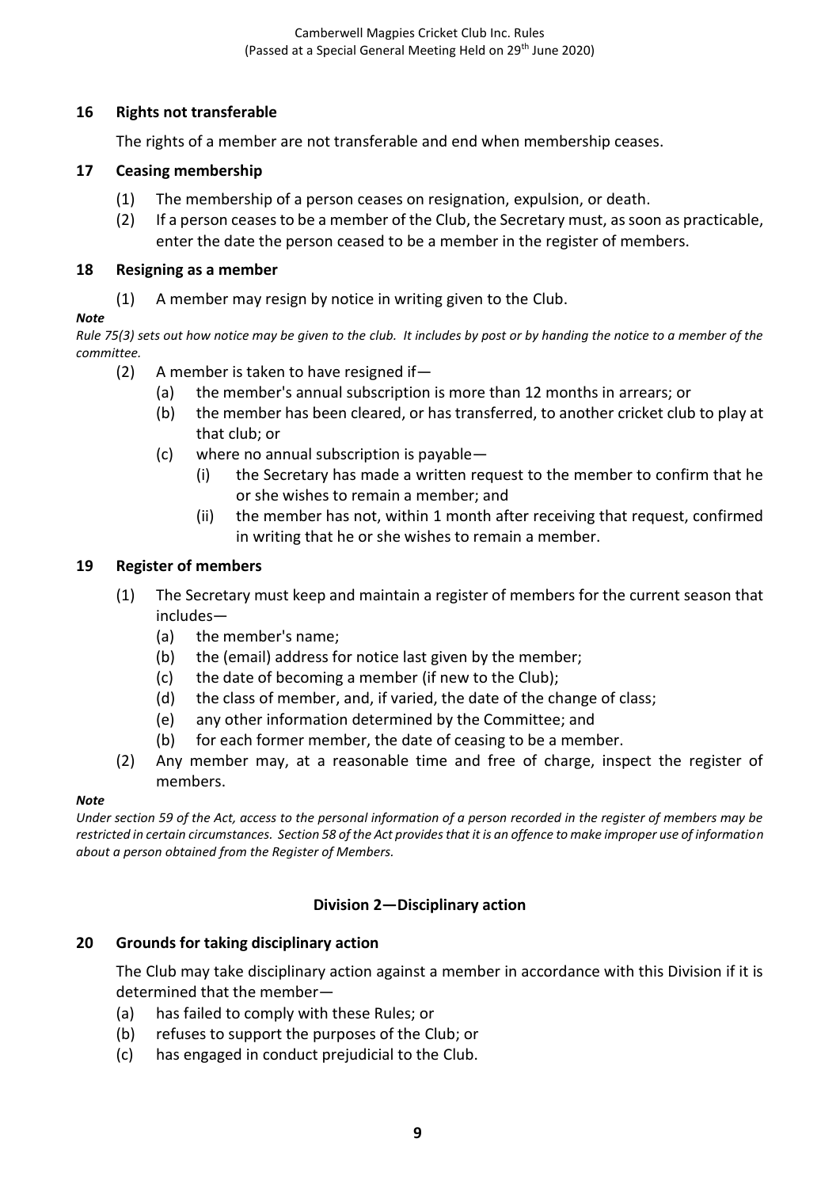## 16 Rights not transferable

The rights of a member are not transferable and end when membership ceases.

## 17 Ceasing membership

(1) The membership of a person ceases on resignation, expulsion, or death.

(2) If a person ceases to be a member of the Club, the Secretary must, as soon as practicable, enter the date the person ceased to be a member in the register of members.

## 18 Resigning as a member

(1) A member may resign by notice in writing given to the Club.

***Note***

*Rule 75(3) sets out how notice may be given to the club. It includes by post or by handing the notice to a member of the committee.*

(2) A member is taken to have resigned if—

- (a) the member's annual subscription is more than 12 months in arrears; or
- (b) the member has been cleared, or has transferred, to another cricket club to play at that club; or
- (c) where no annual subscription is payable—
  - (i) the Secretary has made a written request to the member to confirm that he or she wishes to remain a member; and
  - (ii) the member has not, within 1 month after receiving that request, confirmed in writing that he or she wishes to remain a member.

## 19 Register of members

(1) The Secretary must keep and maintain a register of members for the current season that includes—

- (a) the member's name;
- (b) the (email) address for notice last given by the member;
- (c) the date of becoming a member (if new to the Club);
- (d) the class of member, and, if varied, the date of the change of class;
- (e) any other information determined by the Committee; and
- (b) for each former member, the date of ceasing to be a member.

(2) Any member may, at a reasonable time and free of charge, inspect the register of members.

***Note***

*Under section 59 of the Act, access to the personal information of a person recorded in the register of members may be restricted in certain circumstances. Section 58 of the Act provides that it is an offence to make improper use of information about a person obtained from the Register of Members.*

# Division 2—Disciplinary action

## 20 Grounds for taking disciplinary action

The Club may take disciplinary action against a member in accordance with this Division if it is determined that the member—

- (a) has failed to comply with these Rules; or
- (b) refuses to support the purposes of the Club; or
- (c) has engaged in conduct prejudicial to the Club.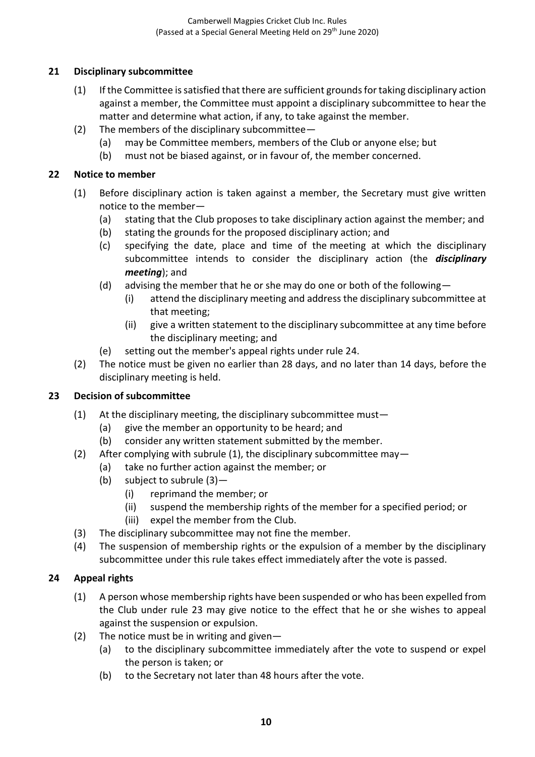## 21 Disciplinary subcommittee

(1) If the Committee is satisfied that there are sufficient grounds for taking disciplinary action against a member, the Committee must appoint a disciplinary subcommittee to hear the matter and determine what action, if any, to take against the member.

(2) The members of the disciplinary subcommittee—

(a) may be Committee members, members of the Club or anyone else; but

(b) must not be biased against, or in favour of, the member concerned.

## 22 Notice to member

(1) Before disciplinary action is taken against a member, the Secretary must give written notice to the member—

(a) stating that the Club proposes to take disciplinary action against the member; and

(b) stating the grounds for the proposed disciplinary action; and

(c) specifying the date, place and time of the meeting at which the disciplinary subcommittee intends to consider the disciplinary action (the ***disciplinary meeting***); and

(d) advising the member that he or she may do one or both of the following—

(i) attend the disciplinary meeting and address the disciplinary subcommittee at that meeting;

(ii) give a written statement to the disciplinary subcommittee at any time before the disciplinary meeting; and

(e) setting out the member's appeal rights under rule 24.

(2) The notice must be given no earlier than 28 days, and no later than 14 days, before the disciplinary meeting is held.

## 23 Decision of subcommittee

(1) At the disciplinary meeting, the disciplinary subcommittee must—

(a) give the member an opportunity to be heard; and

(b) consider any written statement submitted by the member.

(2) After complying with subrule (1), the disciplinary subcommittee may—

(a) take no further action against the member; or

(b) subject to subrule (3)—

(i) reprimand the member; or

(ii) suspend the membership rights of the member for a specified period; or

(iii) expel the member from the Club.

(3) The disciplinary subcommittee may not fine the member.

(4) The suspension of membership rights or the expulsion of a member by the disciplinary subcommittee under this rule takes effect immediately after the vote is passed.

## 24 Appeal rights

(1) A person whose membership rights have been suspended or who has been expelled from the Club under rule 23 may give notice to the effect that he or she wishes to appeal against the suspension or expulsion.

(2) The notice must be in writing and given—

(a) to the disciplinary subcommittee immediately after the vote to suspend or expel the person is taken; or

(b) to the Secretary not later than 48 hours after the vote.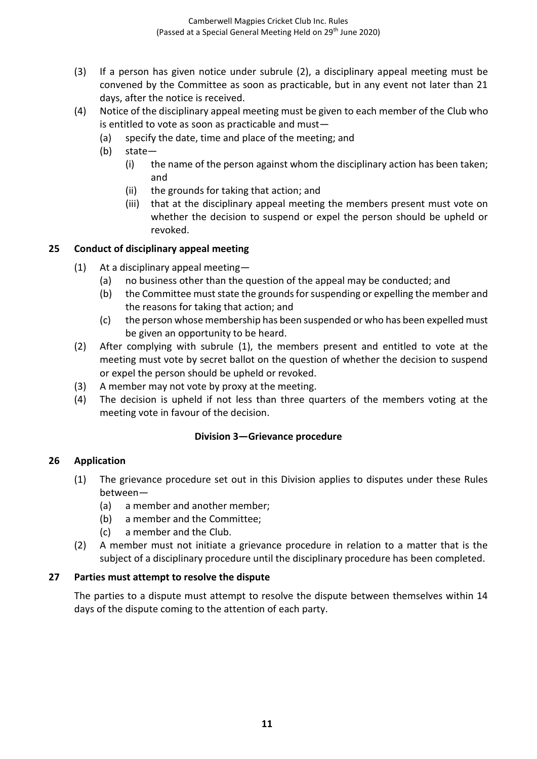(3) If a person has given notice under subrule (2), a disciplinary appeal meeting must be convened by the Committee as soon as practicable, but in any event not later than 21 days, after the notice is received.

(4) Notice of the disciplinary appeal meeting must be given to each member of the Club who is entitled to vote as soon as practicable and must—
   - (a) specify the date, time and place of the meeting; and
   - (b) state—
     - (i) the name of the person against whom the disciplinary action has been taken; and
     - (ii) the grounds for taking that action; and
     - (iii) that at the disciplinary appeal meeting the members present must vote on whether the decision to suspend or expel the person should be upheld or revoked.

## 25 Conduct of disciplinary appeal meeting

(1) At a disciplinary appeal meeting—
   - (a) no business other than the question of the appeal may be conducted; and
   - (b) the Committee must state the grounds for suspending or expelling the member and the reasons for taking that action; and
   - (c) the person whose membership has been suspended or who has been expelled must be given an opportunity to be heard.

(2) After complying with subrule (1), the members present and entitled to vote at the meeting must vote by secret ballot on the question of whether the decision to suspend or expel the person should be upheld or revoked.

(3) A member may not vote by proxy at the meeting.

(4) The decision is upheld if not less than three quarters of the members voting at the meeting vote in favour of the decision.

### Division 3—Grievance procedure

## 26 Application

(1) The grievance procedure set out in this Division applies to disputes under these Rules between—
   - (a) a member and another member;
   - (b) a member and the Committee;
   - (c) a member and the Club.

(2) A member must not initiate a grievance procedure in relation to a matter that is the subject of a disciplinary procedure until the disciplinary procedure has been completed.

## 27 Parties must attempt to resolve the dispute

The parties to a dispute must attempt to resolve the dispute between themselves within 14 days of the dispute coming to the attention of each party.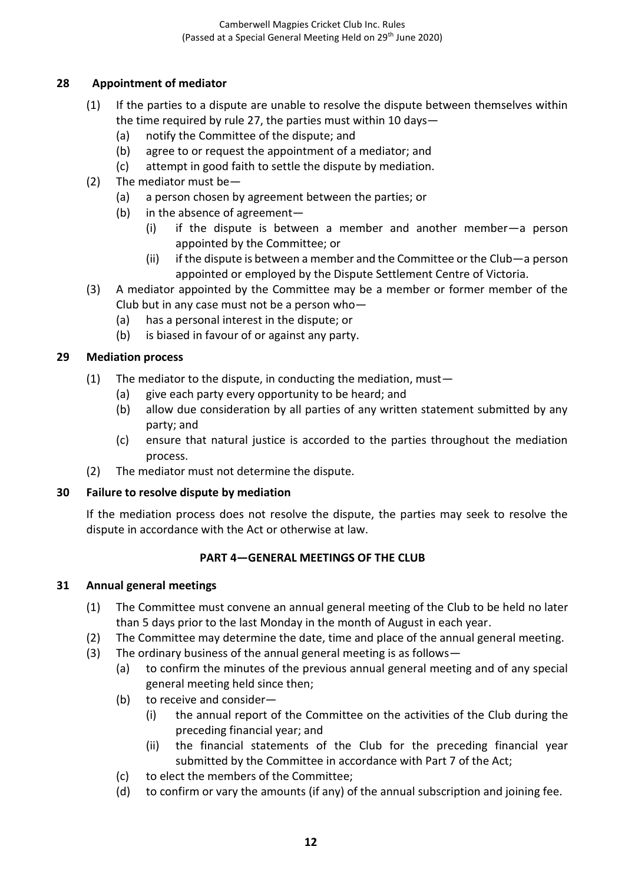## 28 Appointment of mediator

(1) If the parties to a dispute are unable to resolve the dispute between themselves within the time required by rule 27, the parties must within 10 days—

(a) notify the Committee of the dispute; and

(b) agree to or request the appointment of a mediator; and

(c) attempt in good faith to settle the dispute by mediation.

(2) The mediator must be—

(a) a person chosen by agreement between the parties; or

(b) in the absence of agreement—

(i) if the dispute is between a member and another member—a person appointed by the Committee; or

(ii) if the dispute is between a member and the Committee or the Club—a person appointed or employed by the Dispute Settlement Centre of Victoria.

(3) A mediator appointed by the Committee may be a member or former member of the Club but in any case must not be a person who—

(a) has a personal interest in the dispute; or

(b) is biased in favour of or against any party.

## 29 Mediation process

(1) The mediator to the dispute, in conducting the mediation, must—

(a) give each party every opportunity to be heard; and

(b) allow due consideration by all parties of any written statement submitted by any party; and

(c) ensure that natural justice is accorded to the parties throughout the mediation process.

(2) The mediator must not determine the dispute.

## 30 Failure to resolve dispute by mediation

If the mediation process does not resolve the dispute, the parties may seek to resolve the dispute in accordance with the Act or otherwise at law.

# PART 4—GENERAL MEETINGS OF THE CLUB

## 31 Annual general meetings

(1) The Committee must convene an annual general meeting of the Club to be held no later than 5 days prior to the last Monday in the month of August in each year.

(2) The Committee may determine the date, time and place of the annual general meeting.

(3) The ordinary business of the annual general meeting is as follows—

(a) to confirm the minutes of the previous annual general meeting and of any special general meeting held since then;

(b) to receive and consider—

(i) the annual report of the Committee on the activities of the Club during the preceding financial year; and

(ii) the financial statements of the Club for the preceding financial year submitted by the Committee in accordance with Part 7 of the Act;

(c) to elect the members of the Committee;

(d) to confirm or vary the amounts (if any) of the annual subscription and joining fee.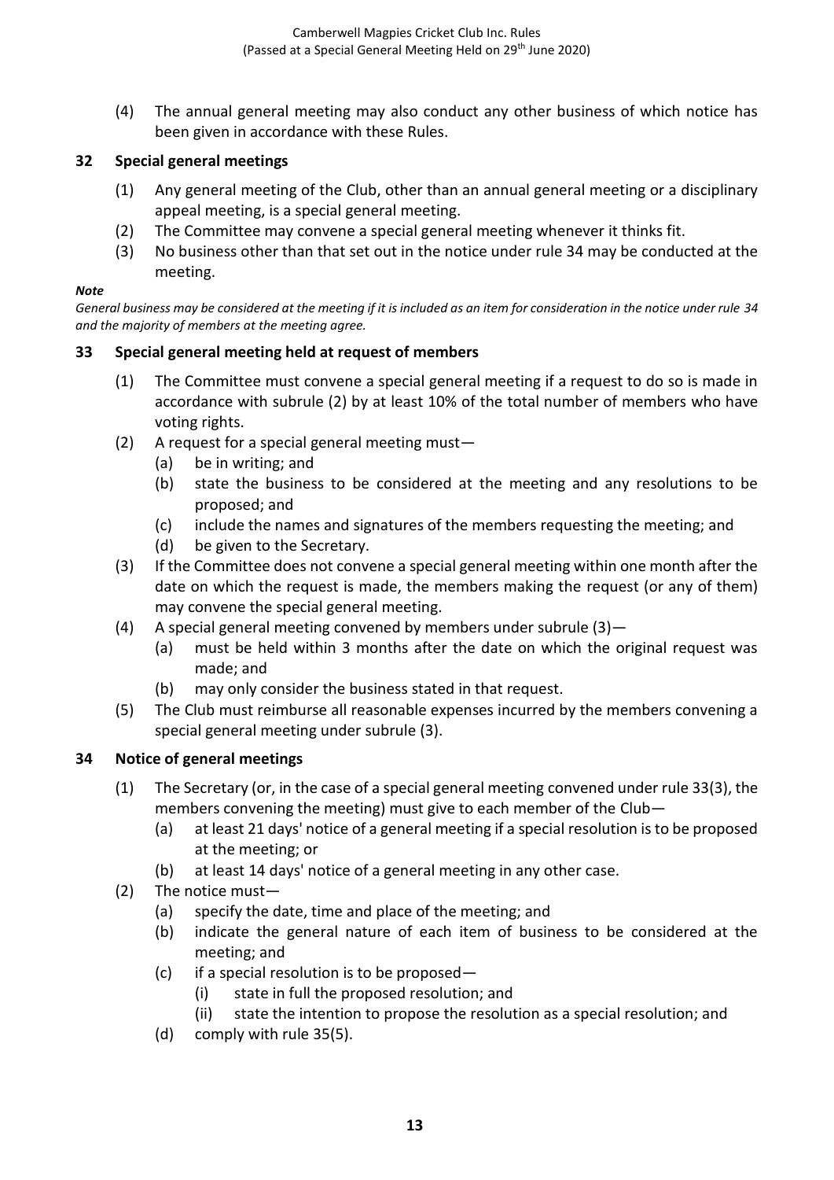(4) The annual general meeting may also conduct any other business of which notice has been given in accordance with these Rules.

### 32 Special general meetings

(1) Any general meeting of the Club, other than an annual general meeting or a disciplinary appeal meeting, is a special general meeting.

(2) The Committee may convene a special general meeting whenever it thinks fit.

(3) No business other than that set out in the notice under rule 34 may be conducted at the meeting.

***Note***

*General business may be considered at the meeting if it is included as an item for consideration in the notice under rule 34 and the majority of members at the meeting agree.*

### 33 Special general meeting held at request of members

(1) The Committee must convene a special general meeting if a request to do so is made in accordance with subrule (2) by at least 10% of the total number of members who have voting rights.

(2) A request for a special general meeting must—
   - (a) be in writing; and
   - (b) state the business to be considered at the meeting and any resolutions to be proposed; and
   - (c) include the names and signatures of the members requesting the meeting; and
   - (d) be given to the Secretary.

(3) If the Committee does not convene a special general meeting within one month after the date on which the request is made, the members making the request (or any of them) may convene the special general meeting.

(4) A special general meeting convened by members under subrule (3)—
   - (a) must be held within 3 months after the date on which the original request was made; and
   - (b) may only consider the business stated in that request.

(5) The Club must reimburse all reasonable expenses incurred by the members convening a special general meeting under subrule (3).

### 34 Notice of general meetings

(1) The Secretary (or, in the case of a special general meeting convened under rule 33(3), the members convening the meeting) must give to each member of the Club—
   - (a) at least 21 days' notice of a general meeting if a special resolution is to be proposed at the meeting; or
   - (b) at least 14 days' notice of a general meeting in any other case.

(2) The notice must—
   - (a) specify the date, time and place of the meeting; and
   - (b) indicate the general nature of each item of business to be considered at the meeting; and
   - (c) if a special resolution is to be proposed—
     - (i) state in full the proposed resolution; and
     - (ii) state the intention to propose the resolution as a special resolution; and
   - (d) comply with rule 35(5).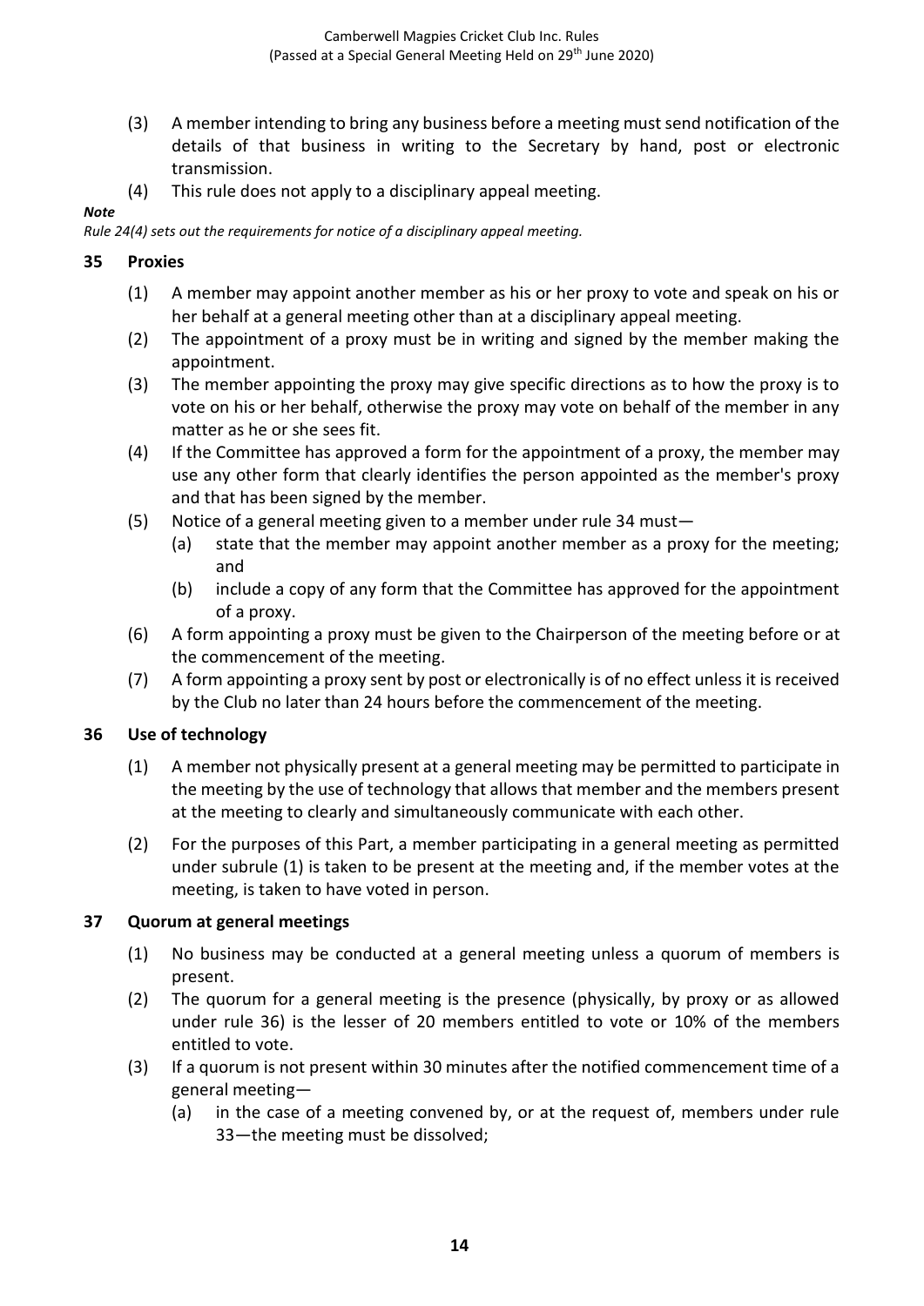(3) A member intending to bring any business before a meeting must send notification of the details of that business in writing to the Secretary by hand, post or electronic transmission.

(4) This rule does not apply to a disciplinary appeal meeting.

***Note***

*Rule 24(4) sets out the requirements for notice of a disciplinary appeal meeting.*

## 35 Proxies

(1) A member may appoint another member as his or her proxy to vote and speak on his or her behalf at a general meeting other than at a disciplinary appeal meeting.

(2) The appointment of a proxy must be in writing and signed by the member making the appointment.

(3) The member appointing the proxy may give specific directions as to how the proxy is to vote on his or her behalf, otherwise the proxy may vote on behalf of the member in any matter as he or she sees fit.

(4) If the Committee has approved a form for the appointment of a proxy, the member may use any other form that clearly identifies the person appointed as the member's proxy and that has been signed by the member.

(5) Notice of a general meeting given to a member under rule 34 must—

- (a) state that the member may appoint another member as a proxy for the meeting; and
- (b) include a copy of any form that the Committee has approved for the appointment of a proxy.

(6) A form appointing a proxy must be given to the Chairperson of the meeting before or at the commencement of the meeting.

(7) A form appointing a proxy sent by post or electronically is of no effect unless it is received by the Club no later than 24 hours before the commencement of the meeting.

## 36 Use of technology

(1) A member not physically present at a general meeting may be permitted to participate in the meeting by the use of technology that allows that member and the members present at the meeting to clearly and simultaneously communicate with each other.

(2) For the purposes of this Part, a member participating in a general meeting as permitted under subrule (1) is taken to be present at the meeting and, if the member votes at the meeting, is taken to have voted in person.

## 37 Quorum at general meetings

(1) No business may be conducted at a general meeting unless a quorum of members is present.

(2) The quorum for a general meeting is the presence (physically, by proxy or as allowed under rule 36) is the lesser of 20 members entitled to vote or 10% of the members entitled to vote.

(3) If a quorum is not present within 30 minutes after the notified commencement time of a general meeting—

- (a) in the case of a meeting convened by, or at the request of, members under rule 33—the meeting must be dissolved;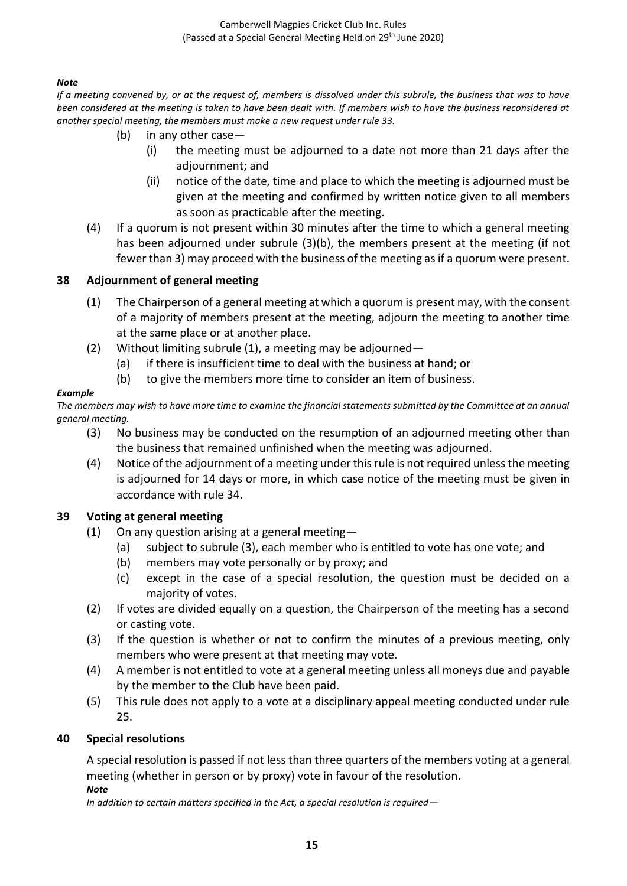***Note***

*If a meeting convened by, or at the request of, members is dissolved under this subrule, the business that was to have been considered at the meeting is taken to have been dealt with. If members wish to have the business reconsidered at another special meeting, the members must make a new request under rule 33.*

- (b) in any other case—
  - (i) the meeting must be adjourned to a date not more than 21 days after the adjournment; and
  - (ii) notice of the date, time and place to which the meeting is adjourned must be given at the meeting and confirmed by written notice given to all members as soon as practicable after the meeting.

(4) If a quorum is not present within 30 minutes after the time to which a general meeting has been adjourned under subrule (3)(b), the members present at the meeting (if not fewer than 3) may proceed with the business of the meeting as if a quorum were present.

## 38 Adjournment of general meeting

(1) The Chairperson of a general meeting at which a quorum is present may, with the consent of a majority of members present at the meeting, adjourn the meeting to another time at the same place or at another place.

(2) Without limiting subrule (1), a meeting may be adjourned—

- (a) if there is insufficient time to deal with the business at hand; or
- (b) to give the members more time to consider an item of business.

***Example***

*The members may wish to have more time to examine the financial statements submitted by the Committee at an annual general meeting.*

(3) No business may be conducted on the resumption of an adjourned meeting other than the business that remained unfinished when the meeting was adjourned.

(4) Notice of the adjournment of a meeting under this rule is not required unless the meeting is adjourned for 14 days or more, in which case notice of the meeting must be given in accordance with rule 34.

## 39 Voting at general meeting

(1) On any question arising at a general meeting—

- (a) subject to subrule (3), each member who is entitled to vote has one vote; and
- (b) members may vote personally or by proxy; and
- (c) except in the case of a special resolution, the question must be decided on a majority of votes.

(2) If votes are divided equally on a question, the Chairperson of the meeting has a second or casting vote.

(3) If the question is whether or not to confirm the minutes of a previous meeting, only members who were present at that meeting may vote.

(4) A member is not entitled to vote at a general meeting unless all moneys due and payable by the member to the Club have been paid.

(5) This rule does not apply to a vote at a disciplinary appeal meeting conducted under rule 25.

## 40 Special resolutions

A special resolution is passed if not less than three quarters of the members voting at a general meeting (whether in person or by proxy) vote in favour of the resolution.

***Note***

*In addition to certain matters specified in the Act, a special resolution is required—*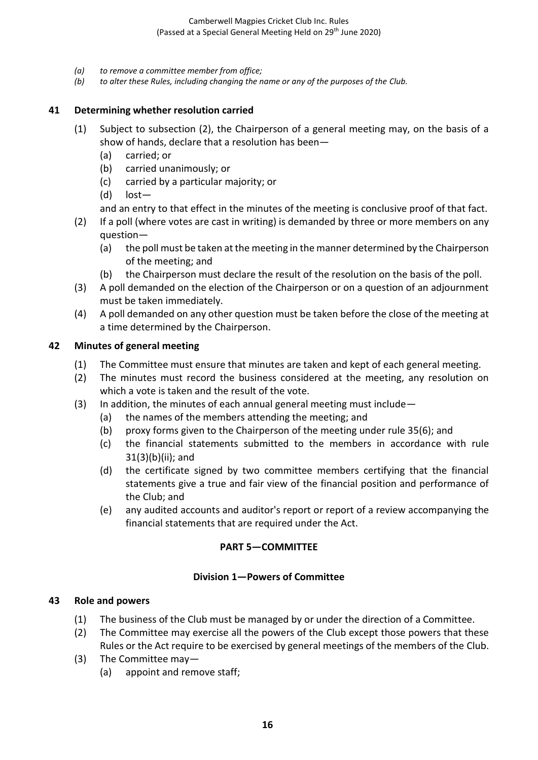*(a) to remove a committee member from office;*
*(b) to alter these Rules, including changing the name or any of the purposes of the Club.*

### 41 Determining whether resolution carried

(1) Subject to subsection (2), the Chairperson of a general meeting may, on the basis of a show of hands, declare that a resolution has been—
  (a) carried; or
  (b) carried unanimously; or
  (c) carried by a particular majority; or
  (d) lost—

  and an entry to that effect in the minutes of the meeting is conclusive proof of that fact.

(2) If a poll (where votes are cast in writing) is demanded by three or more members on any question—
  (a) the poll must be taken at the meeting in the manner determined by the Chairperson of the meeting; and
  (b) the Chairperson must declare the result of the resolution on the basis of the poll.

(3) A poll demanded on the election of the Chairperson or on a question of an adjournment must be taken immediately.

(4) A poll demanded on any other question must be taken before the close of the meeting at a time determined by the Chairperson.

### 42 Minutes of general meeting

(1) The Committee must ensure that minutes are taken and kept of each general meeting.

(2) The minutes must record the business considered at the meeting, any resolution on which a vote is taken and the result of the vote.

(3) In addition, the minutes of each annual general meeting must include—
  (a) the names of the members attending the meeting; and
  (b) proxy forms given to the Chairperson of the meeting under rule 35(6); and
  (c) the financial statements submitted to the members in accordance with rule 31(3)(b)(ii); and
  (d) the certificate signed by two committee members certifying that the financial statements give a true and fair view of the financial position and performance of the Club; and
  (e) any audited accounts and auditor's report or report of a review accompanying the financial statements that are required under the Act.

## PART 5—COMMITTEE

### Division 1—Powers of Committee

### 43 Role and powers

(1) The business of the Club must be managed by or under the direction of a Committee.

(2) The Committee may exercise all the powers of the Club except those powers that these Rules or the Act require to be exercised by general meetings of the members of the Club.

(3) The Committee may—
  (a) appoint and remove staff;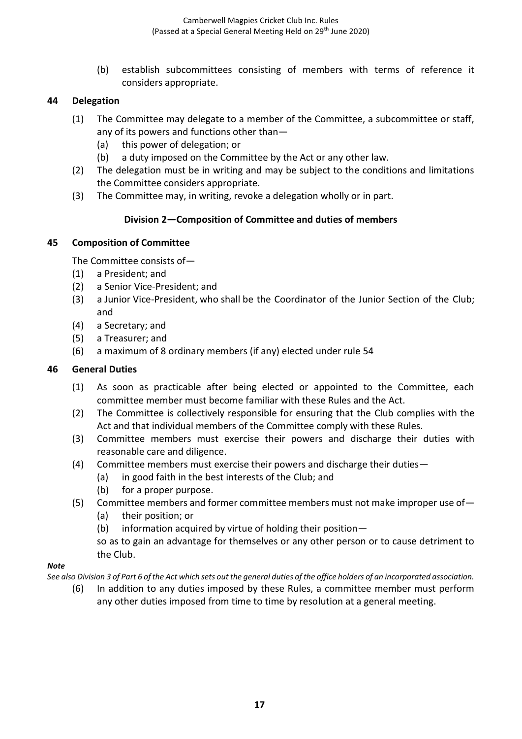(b) establish subcommittees consisting of members with terms of reference it considers appropriate.

### 44 Delegation

(1) The Committee may delegate to a member of the Committee, a subcommittee or staff, any of its powers and functions other than—

  (a) this power of delegation; or

  (b) a duty imposed on the Committee by the Act or any other law.

(2) The delegation must be in writing and may be subject to the conditions and limitations the Committee considers appropriate.

(3) The Committee may, in writing, revoke a delegation wholly or in part.

## Division 2—Composition of Committee and duties of members

### 45 Composition of Committee

The Committee consists of—

(1) a President; and

(2) a Senior Vice-President; and

(3) a Junior Vice-President, who shall be the Coordinator of the Junior Section of the Club; and

(4) a Secretary; and

(5) a Treasurer; and

(6) a maximum of 8 ordinary members (if any) elected under rule 54

### 46 General Duties

(1) As soon as practicable after being elected or appointed to the Committee, each committee member must become familiar with these Rules and the Act.

(2) The Committee is collectively responsible for ensuring that the Club complies with the Act and that individual members of the Committee comply with these Rules.

(3) Committee members must exercise their powers and discharge their duties with reasonable care and diligence.

(4) Committee members must exercise their powers and discharge their duties—

  (a) in good faith in the best interests of the Club; and

  (b) for a proper purpose.

(5) Committee members and former committee members must not make improper use of—

  (a) their position; or

  (b) information acquired by virtue of holding their position—

so as to gain an advantage for themselves or any other person or to cause detriment to the Club.

***Note***

*See also Division 3 of Part 6 of the Act which sets out the general duties of the office holders of an incorporated association.*

(6) In addition to any duties imposed by these Rules, a committee member must perform any other duties imposed from time to time by resolution at a general meeting.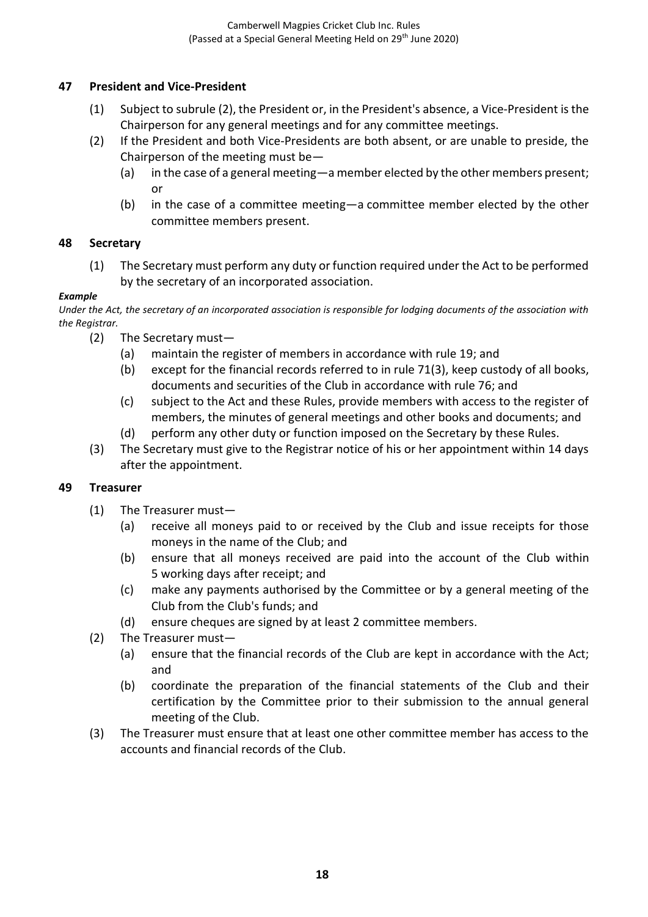### 47 President and Vice-President

(1) Subject to subrule (2), the President or, in the President's absence, a Vice-President is the Chairperson for any general meetings and for any committee meetings.

(2) If the President and both Vice-Presidents are both absent, or are unable to preside, the Chairperson of the meeting must be—

  (a) in the case of a general meeting—a member elected by the other members present; or

  (b) in the case of a committee meeting—a committee member elected by the other committee members present.

### 48 Secretary

(1) The Secretary must perform any duty or function required under the Act to be performed by the secretary of an incorporated association.

***Example***

*Under the Act, the secretary of an incorporated association is responsible for lodging documents of the association with the Registrar.*

(2) The Secretary must—

  (a) maintain the register of members in accordance with rule 19; and

  (b) except for the financial records referred to in rule 71(3), keep custody of all books, documents and securities of the Club in accordance with rule 76; and

  (c) subject to the Act and these Rules, provide members with access to the register of members, the minutes of general meetings and other books and documents; and

  (d) perform any other duty or function imposed on the Secretary by these Rules.

(3) The Secretary must give to the Registrar notice of his or her appointment within 14 days after the appointment.

### 49 Treasurer

(1) The Treasurer must—

  (a) receive all moneys paid to or received by the Club and issue receipts for those moneys in the name of the Club; and

  (b) ensure that all moneys received are paid into the account of the Club within 5 working days after receipt; and

  (c) make any payments authorised by the Committee or by a general meeting of the Club from the Club's funds; and

  (d) ensure cheques are signed by at least 2 committee members.

(2) The Treasurer must—

  (a) ensure that the financial records of the Club are kept in accordance with the Act; and

  (b) coordinate the preparation of the financial statements of the Club and their certification by the Committee prior to their submission to the annual general meeting of the Club.

(3) The Treasurer must ensure that at least one other committee member has access to the accounts and financial records of the Club.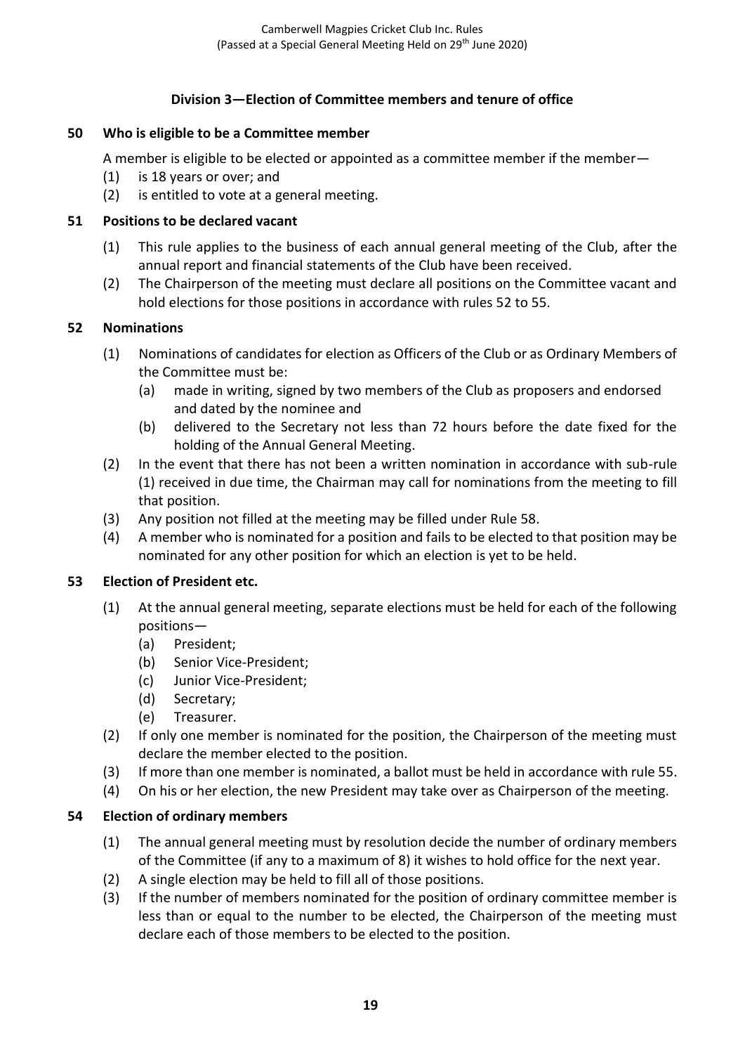## Division 3—Election of Committee members and tenure of office

### 50 Who is eligible to be a Committee member

A member is eligible to be elected or appointed as a committee member if the member—

(1) is 18 years or over; and

(2) is entitled to vote at a general meeting.

### 51 Positions to be declared vacant

(1) This rule applies to the business of each annual general meeting of the Club, after the annual report and financial statements of the Club have been received.

(2) The Chairperson of the meeting must declare all positions on the Committee vacant and hold elections for those positions in accordance with rules 52 to 55.

### 52 Nominations

(1) Nominations of candidates for election as Officers of the Club or as Ordinary Members of the Committee must be:

   (a) made in writing, signed by two members of the Club as proposers and endorsed and dated by the nominee and

   (b) delivered to the Secretary not less than 72 hours before the date fixed for the holding of the Annual General Meeting.

(2) In the event that there has not been a written nomination in accordance with sub-rule (1) received in due time, the Chairman may call for nominations from the meeting to fill that position.

(3) Any position not filled at the meeting may be filled under Rule 58.

(4) A member who is nominated for a position and fails to be elected to that position may be nominated for any other position for which an election is yet to be held.

### 53 Election of President etc.

(1) At the annual general meeting, separate elections must be held for each of the following positions—

   (a) President;

   (b) Senior Vice-President;

   (c) Junior Vice-President;

   (d) Secretary;

   (e) Treasurer.

(2) If only one member is nominated for the position, the Chairperson of the meeting must declare the member elected to the position.

(3) If more than one member is nominated, a ballot must be held in accordance with rule 55.

(4) On his or her election, the new President may take over as Chairperson of the meeting.

### 54 Election of ordinary members

(1) The annual general meeting must by resolution decide the number of ordinary members of the Committee (if any to a maximum of 8) it wishes to hold office for the next year.

(2) A single election may be held to fill all of those positions.

(3) If the number of members nominated for the position of ordinary committee member is less than or equal to the number to be elected, the Chairperson of the meeting must declare each of those members to be elected to the position.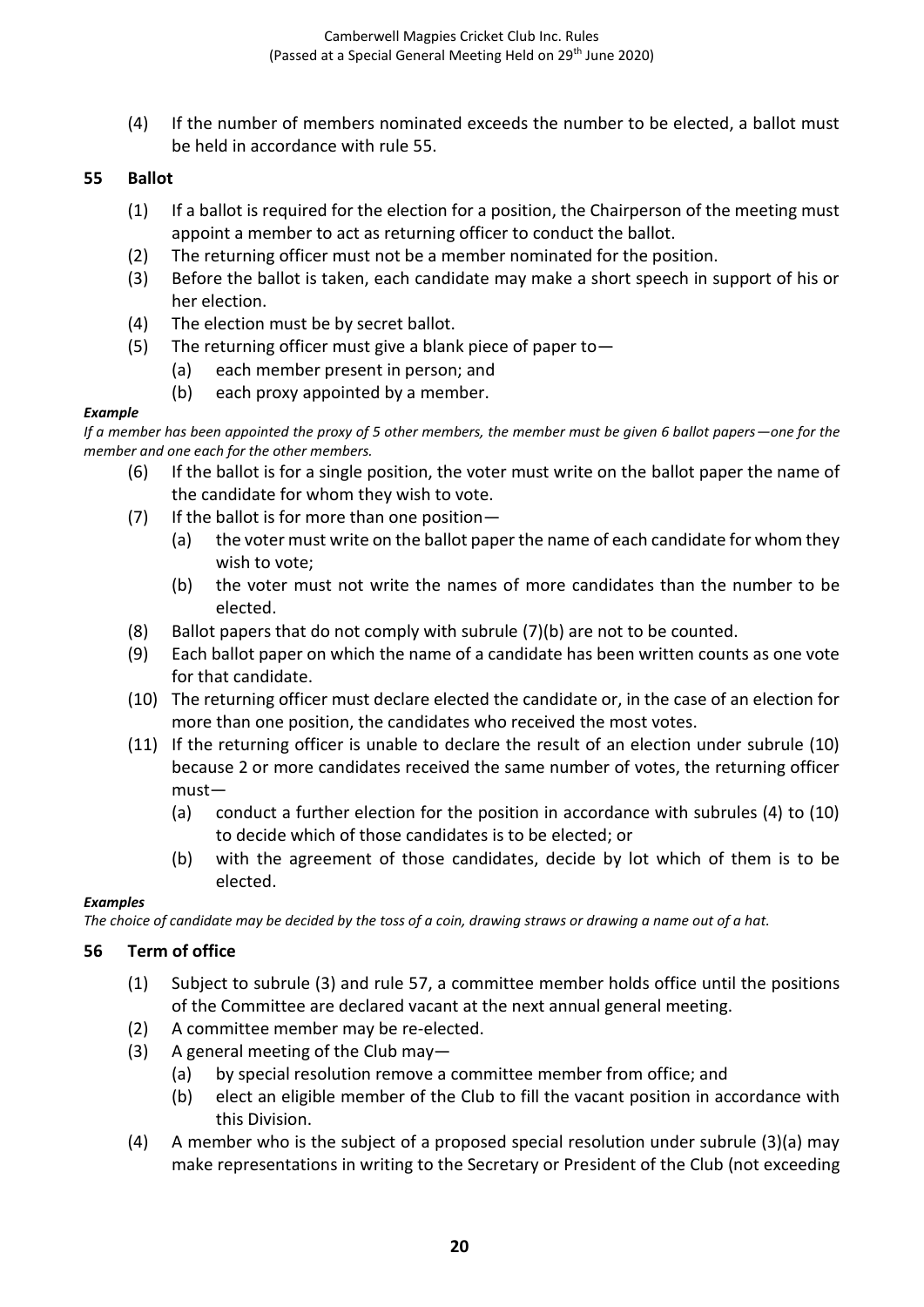(4) If the number of members nominated exceeds the number to be elected, a ballot must be held in accordance with rule 55.

### 55 Ballot

(1) If a ballot is required for the election for a position, the Chairperson of the meeting must appoint a member to act as returning officer to conduct the ballot.

(2) The returning officer must not be a member nominated for the position.

(3) Before the ballot is taken, each candidate may make a short speech in support of his or her election.

(4) The election must be by secret ballot.

(5) The returning officer must give a blank piece of paper to—

- (a) each member present in person; and
- (b) each proxy appointed by a member.

***Example***

*If a member has been appointed the proxy of 5 other members, the member must be given 6 ballot papers—one for the member and one each for the other members.*

(6) If the ballot is for a single position, the voter must write on the ballot paper the name of the candidate for whom they wish to vote.

(7) If the ballot is for more than one position—

- (a) the voter must write on the ballot paper the name of each candidate for whom they wish to vote;
- (b) the voter must not write the names of more candidates than the number to be elected.

(8) Ballot papers that do not comply with subrule (7)(b) are not to be counted.

(9) Each ballot paper on which the name of a candidate has been written counts as one vote for that candidate.

(10) The returning officer must declare elected the candidate or, in the case of an election for more than one position, the candidates who received the most votes.

(11) If the returning officer is unable to declare the result of an election under subrule (10) because 2 or more candidates received the same number of votes, the returning officer must—

- (a) conduct a further election for the position in accordance with subrules (4) to (10) to decide which of those candidates is to be elected; or
- (b) with the agreement of those candidates, decide by lot which of them is to be elected.

***Examples***

*The choice of candidate may be decided by the toss of a coin, drawing straws or drawing a name out of a hat.*

### 56 Term of office

(1) Subject to subrule (3) and rule 57, a committee member holds office until the positions of the Committee are declared vacant at the next annual general meeting.

(2) A committee member may be re-elected.

(3) A general meeting of the Club may—

- (a) by special resolution remove a committee member from office; and
- (b) elect an eligible member of the Club to fill the vacant position in accordance with this Division.

(4) A member who is the subject of a proposed special resolution under subrule (3)(a) may make representations in writing to the Secretary or President of the Club (not exceeding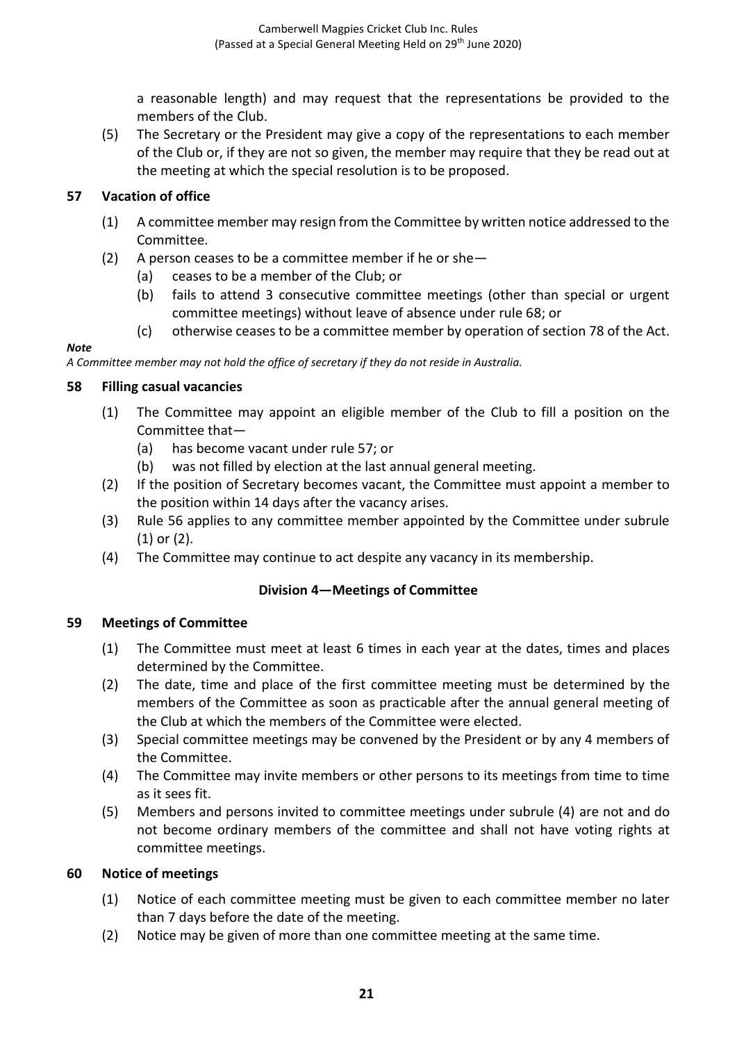a reasonable length) and may request that the representations be provided to the members of the Club.

(5) The Secretary or the President may give a copy of the representations to each member of the Club or, if they are not so given, the member may require that they be read out at the meeting at which the special resolution is to be proposed.

### 57 Vacation of office

(1) A committee member may resign from the Committee by written notice addressed to the Committee.

(2) A person ceases to be a committee member if he or she—

  (a) ceases to be a member of the Club; or

  (b) fails to attend 3 consecutive committee meetings (other than special or urgent committee meetings) without leave of absence under rule 68; or

  (c) otherwise ceases to be a committee member by operation of section 78 of the Act.

***Note***

*A Committee member may not hold the office of secretary if they do not reside in Australia.*

### 58 Filling casual vacancies

(1) The Committee may appoint an eligible member of the Club to fill a position on the Committee that—

  (a) has become vacant under rule 57; or

  (b) was not filled by election at the last annual general meeting.

(2) If the position of Secretary becomes vacant, the Committee must appoint a member to the position within 14 days after the vacancy arises.

(3) Rule 56 applies to any committee member appointed by the Committee under subrule (1) or (2).

(4) The Committee may continue to act despite any vacancy in its membership.

## Division 4—Meetings of Committee

### 59 Meetings of Committee

(1) The Committee must meet at least 6 times in each year at the dates, times and places determined by the Committee.

(2) The date, time and place of the first committee meeting must be determined by the members of the Committee as soon as practicable after the annual general meeting of the Club at which the members of the Committee were elected.

(3) Special committee meetings may be convened by the President or by any 4 members of the Committee.

(4) The Committee may invite members or other persons to its meetings from time to time as it sees fit.

(5) Members and persons invited to committee meetings under subrule (4) are not and do not become ordinary members of the committee and shall not have voting rights at committee meetings.

### 60 Notice of meetings

(1) Notice of each committee meeting must be given to each committee member no later than 7 days before the date of the meeting.

(2) Notice may be given of more than one committee meeting at the same time.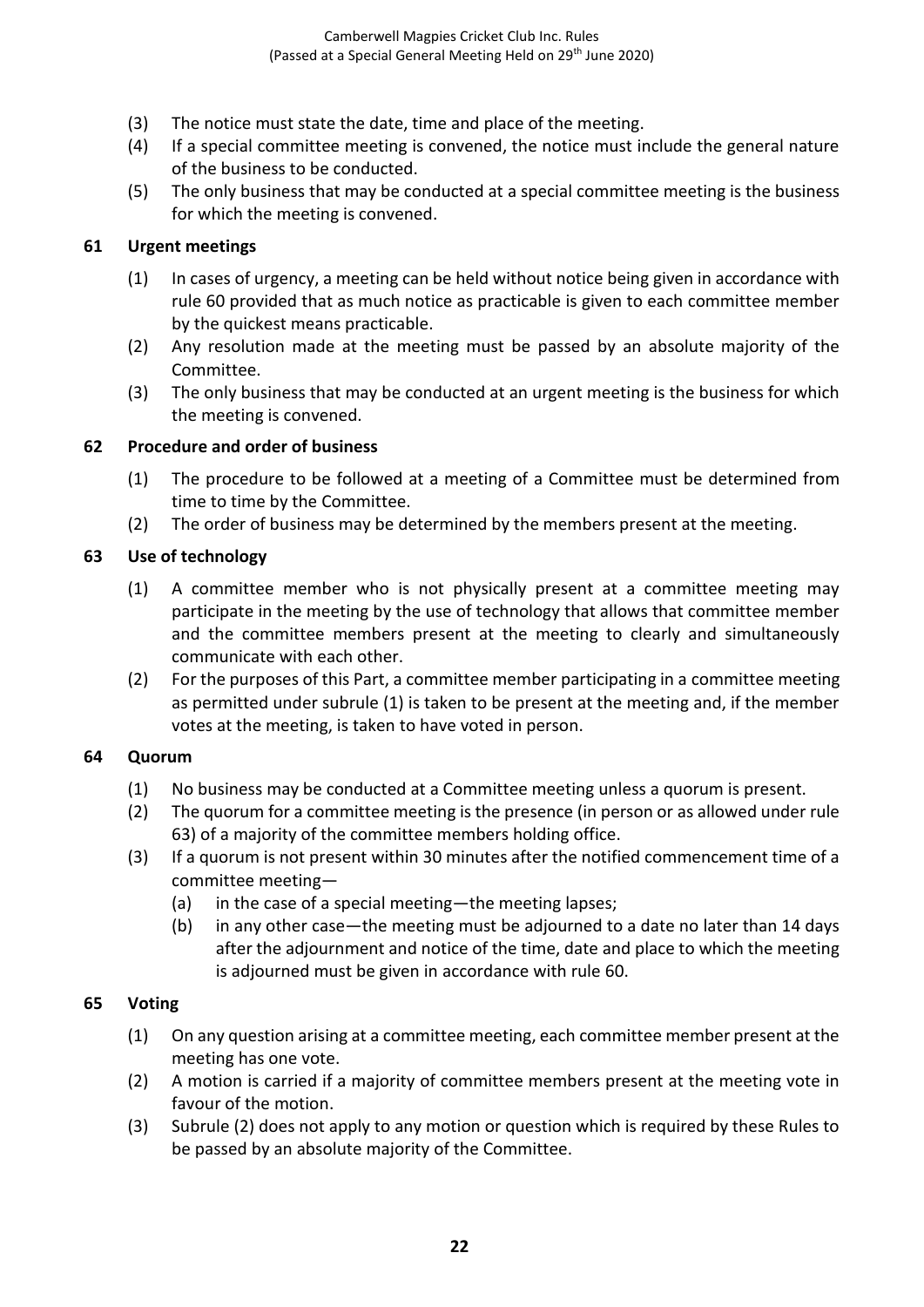(3) The notice must state the date, time and place of the meeting.

(4) If a special committee meeting is convened, the notice must include the general nature of the business to be conducted.

(5) The only business that may be conducted at a special committee meeting is the business for which the meeting is convened.

### 61 Urgent meetings

(1) In cases of urgency, a meeting can be held without notice being given in accordance with rule 60 provided that as much notice as practicable is given to each committee member by the quickest means practicable.

(2) Any resolution made at the meeting must be passed by an absolute majority of the Committee.

(3) The only business that may be conducted at an urgent meeting is the business for which the meeting is convened.

### 62 Procedure and order of business

(1) The procedure to be followed at a meeting of a Committee must be determined from time to time by the Committee.

(2) The order of business may be determined by the members present at the meeting.

### 63 Use of technology

(1) A committee member who is not physically present at a committee meeting may participate in the meeting by the use of technology that allows that committee member and the committee members present at the meeting to clearly and simultaneously communicate with each other.

(2) For the purposes of this Part, a committee member participating in a committee meeting as permitted under subrule (1) is taken to be present at the meeting and, if the member votes at the meeting, is taken to have voted in person.

### 64 Quorum

(1) No business may be conducted at a Committee meeting unless a quorum is present.

(2) The quorum for a committee meeting is the presence (in person or as allowed under rule 63) of a majority of the committee members holding office.

(3) If a quorum is not present within 30 minutes after the notified commencement time of a committee meeting—

   (a) in the case of a special meeting—the meeting lapses;

   (b) in any other case—the meeting must be adjourned to a date no later than 14 days after the adjournment and notice of the time, date and place to which the meeting is adjourned must be given in accordance with rule 60.

### 65 Voting

(1) On any question arising at a committee meeting, each committee member present at the meeting has one vote.

(2) A motion is carried if a majority of committee members present at the meeting vote in favour of the motion.

(3) Subrule (2) does not apply to any motion or question which is required by these Rules to be passed by an absolute majority of the Committee.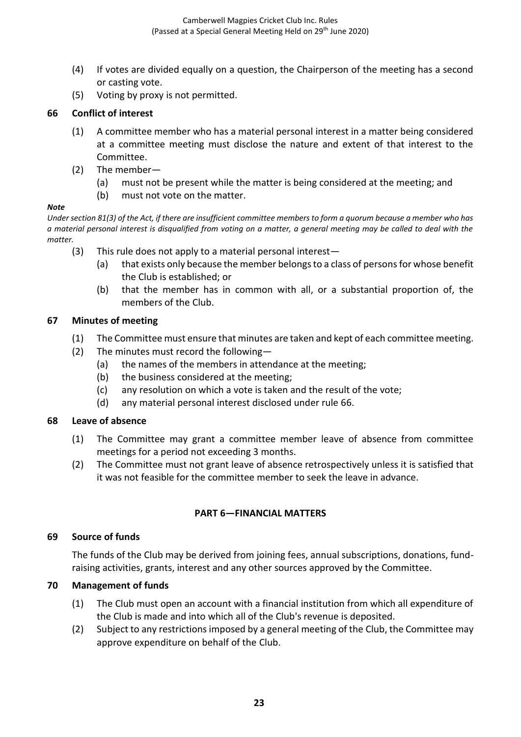(4) If votes are divided equally on a question, the Chairperson of the meeting has a second or casting vote.

(5) Voting by proxy is not permitted.

### 66 Conflict of interest

(1) A committee member who has a material personal interest in a matter being considered at a committee meeting must disclose the nature and extent of that interest to the Committee.

(2) The member—

- (a) must not be present while the matter is being considered at the meeting; and
- (b) must not vote on the matter.

***Note***

*Under section 81(3) of the Act, if there are insufficient committee members to form a quorum because a member who has a material personal interest is disqualified from voting on a matter, a general meeting may be called to deal with the matter.*

(3) This rule does not apply to a material personal interest—

- (a) that exists only because the member belongs to a class of persons for whose benefit the Club is established; or
- (b) that the member has in common with all, or a substantial proportion of, the members of the Club.

### 67 Minutes of meeting

(1) The Committee must ensure that minutes are taken and kept of each committee meeting.

(2) The minutes must record the following—

- (a) the names of the members in attendance at the meeting;
- (b) the business considered at the meeting;
- (c) any resolution on which a vote is taken and the result of the vote;
- (d) any material personal interest disclosed under rule 66.

### 68 Leave of absence

(1) The Committee may grant a committee member leave of absence from committee meetings for a period not exceeding 3 months.

(2) The Committee must not grant leave of absence retrospectively unless it is satisfied that it was not feasible for the committee member to seek the leave in advance.

## PART 6—FINANCIAL MATTERS

### 69 Source of funds

The funds of the Club may be derived from joining fees, annual subscriptions, donations, fund-raising activities, grants, interest and any other sources approved by the Committee.

### 70 Management of funds

(1) The Club must open an account with a financial institution from which all expenditure of the Club is made and into which all of the Club's revenue is deposited.

(2) Subject to any restrictions imposed by a general meeting of the Club, the Committee may approve expenditure on behalf of the Club.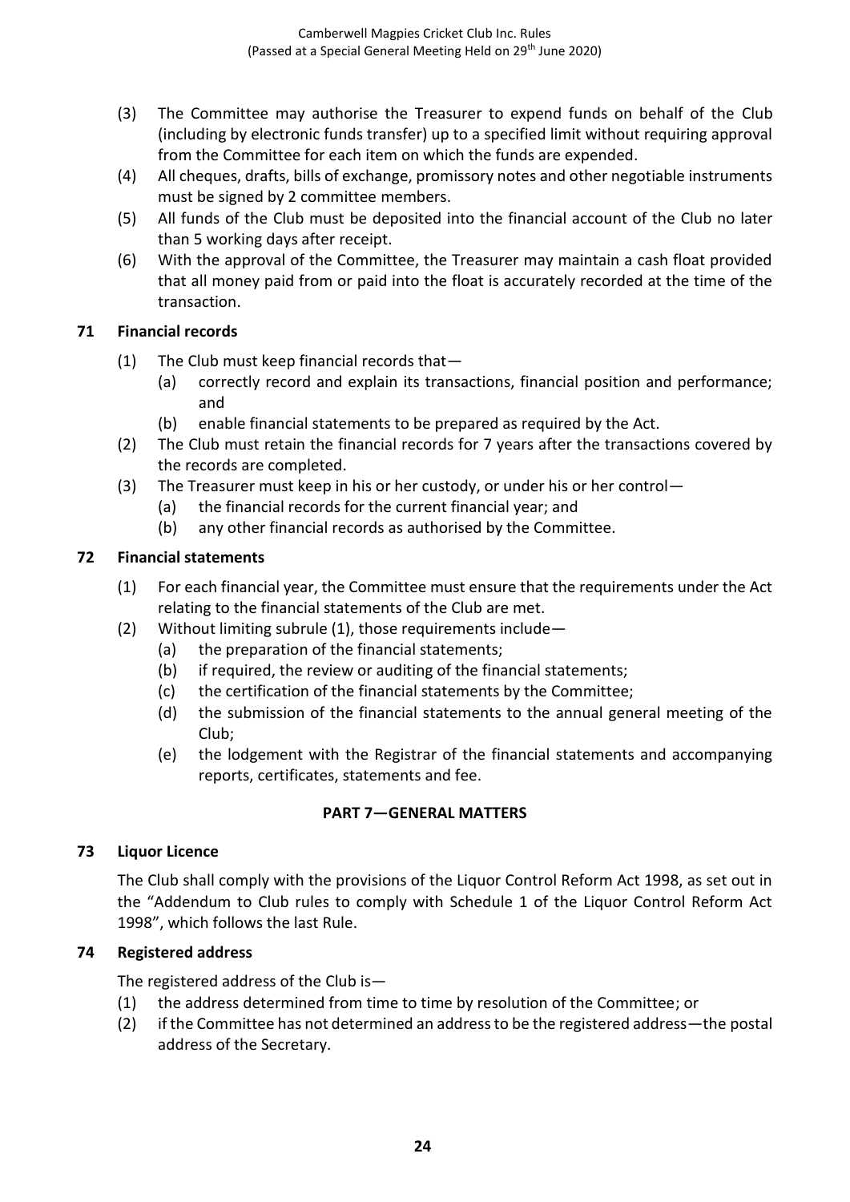(3) The Committee may authorise the Treasurer to expend funds on behalf of the Club (including by electronic funds transfer) up to a specified limit without requiring approval from the Committee for each item on which the funds are expended.

(4) All cheques, drafts, bills of exchange, promissory notes and other negotiable instruments must be signed by 2 committee members.

(5) All funds of the Club must be deposited into the financial account of the Club no later than 5 working days after receipt.

(6) With the approval of the Committee, the Treasurer may maintain a cash float provided that all money paid from or paid into the float is accurately recorded at the time of the transaction.

**71 Financial records**

(1) The Club must keep financial records that—
    (a) correctly record and explain its transactions, financial position and performance; and
    (b) enable financial statements to be prepared as required by the Act.

(2) The Club must retain the financial records for 7 years after the transactions covered by the records are completed.

(3) The Treasurer must keep in his or her custody, or under his or her control—
    (a) the financial records for the current financial year; and
    (b) any other financial records as authorised by the Committee.

**72 Financial statements**

(1) For each financial year, the Committee must ensure that the requirements under the Act relating to the financial statements of the Club are met.

(2) Without limiting subrule (1), those requirements include—
    (a) the preparation of the financial statements;
    (b) if required, the review or auditing of the financial statements;
    (c) the certification of the financial statements by the Committee;
    (d) the submission of the financial statements to the annual general meeting of the Club;
    (e) the lodgement with the Registrar of the financial statements and accompanying reports, certificates, statements and fee.

**PART 7—GENERAL MATTERS**

**73 Liquor Licence**

The Club shall comply with the provisions of the Liquor Control Reform Act 1998, as set out in the "Addendum to Club rules to comply with Schedule 1 of the Liquor Control Reform Act 1998", which follows the last Rule.

**74 Registered address**

The registered address of the Club is—

(1) the address determined from time to time by resolution of the Committee; or

(2) if the Committee has not determined an address to be the registered address—the postal address of the Secretary.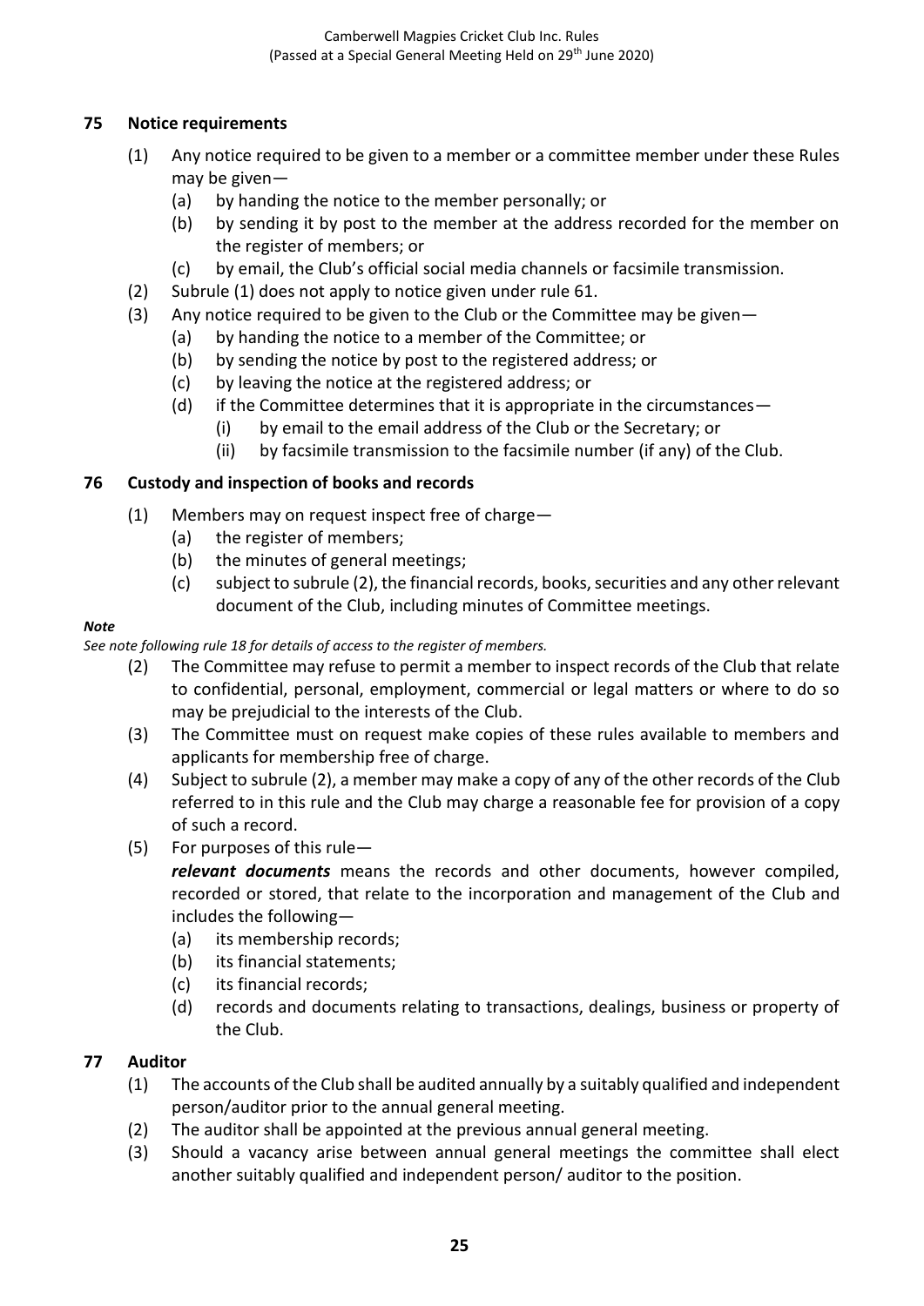## 75 Notice requirements

(1) Any notice required to be given to a member or a committee member under these Rules may be given—

(a) by handing the notice to the member personally; or

(b) by sending it by post to the member at the address recorded for the member on the register of members; or

(c) by email, the Club's official social media channels or facsimile transmission.

(2) Subrule (1) does not apply to notice given under rule 61.

(3) Any notice required to be given to the Club or the Committee may be given—

(a) by handing the notice to a member of the Committee; or

(b) by sending the notice by post to the registered address; or

(c) by leaving the notice at the registered address; or

(d) if the Committee determines that it is appropriate in the circumstances—

(i) by email to the email address of the Club or the Secretary; or

(ii) by facsimile transmission to the facsimile number (if any) of the Club.

## 76 Custody and inspection of books and records

(1) Members may on request inspect free of charge—

(a) the register of members;

(b) the minutes of general meetings;

(c) subject to subrule (2), the financial records, books, securities and any other relevant document of the Club, including minutes of Committee meetings.

***Note***

*See note following rule 18 for details of access to the register of members.*

(2) The Committee may refuse to permit a member to inspect records of the Club that relate to confidential, personal, employment, commercial or legal matters or where to do so may be prejudicial to the interests of the Club.

(3) The Committee must on request make copies of these rules available to members and applicants for membership free of charge.

(4) Subject to subrule (2), a member may make a copy of any of the other records of the Club referred to in this rule and the Club may charge a reasonable fee for provision of a copy of such a record.

(5) For purposes of this rule—

***relevant documents*** means the records and other documents, however compiled, recorded or stored, that relate to the incorporation and management of the Club and includes the following—

(a) its membership records;

(b) its financial statements;

(c) its financial records;

(d) records and documents relating to transactions, dealings, business or property of the Club.

## 77 Auditor

(1) The accounts of the Club shall be audited annually by a suitably qualified and independent person/auditor prior to the annual general meeting.

(2) The auditor shall be appointed at the previous annual general meeting.

(3) Should a vacancy arise between annual general meetings the committee shall elect another suitably qualified and independent person/ auditor to the position.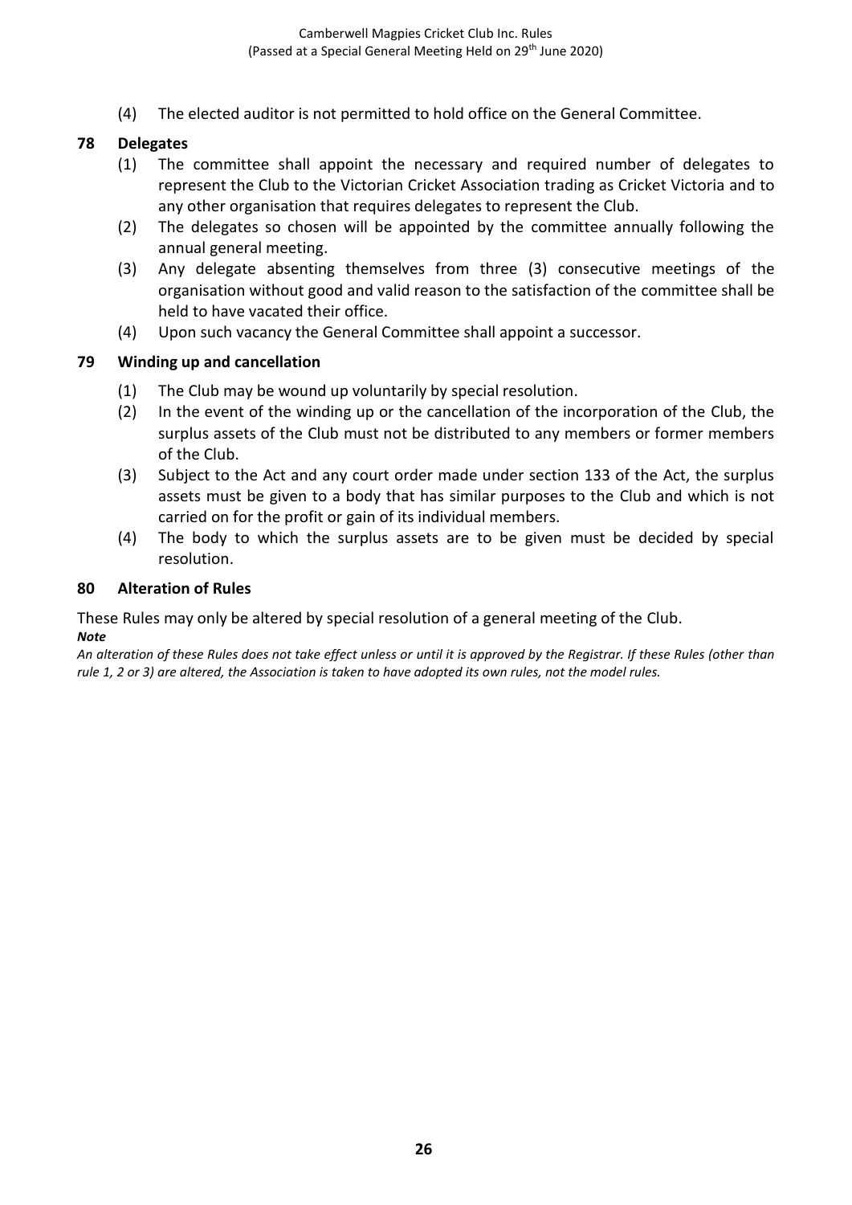(4) The elected auditor is not permitted to hold office on the General Committee.

### 78 Delegates

(1) The committee shall appoint the necessary and required number of delegates to represent the Club to the Victorian Cricket Association trading as Cricket Victoria and to any other organisation that requires delegates to represent the Club.

(2) The delegates so chosen will be appointed by the committee annually following the annual general meeting.

(3) Any delegate absenting themselves from three (3) consecutive meetings of the organisation without good and valid reason to the satisfaction of the committee shall be held to have vacated their office.

(4) Upon such vacancy the General Committee shall appoint a successor.

### 79 Winding up and cancellation

(1) The Club may be wound up voluntarily by special resolution.

(2) In the event of the winding up or the cancellation of the incorporation of the Club, the surplus assets of the Club must not be distributed to any members or former members of the Club.

(3) Subject to the Act and any court order made under section 133 of the Act, the surplus assets must be given to a body that has similar purposes to the Club and which is not carried on for the profit or gain of its individual members.

(4) The body to which the surplus assets are to be given must be decided by special resolution.

### 80 Alteration of Rules

These Rules may only be altered by special resolution of a general meeting of the Club.

***Note***

*An alteration of these Rules does not take effect unless or until it is approved by the Registrar. If these Rules (other than rule 1, 2 or 3) are altered, the Association is taken to have adopted its own rules, not the model rules.*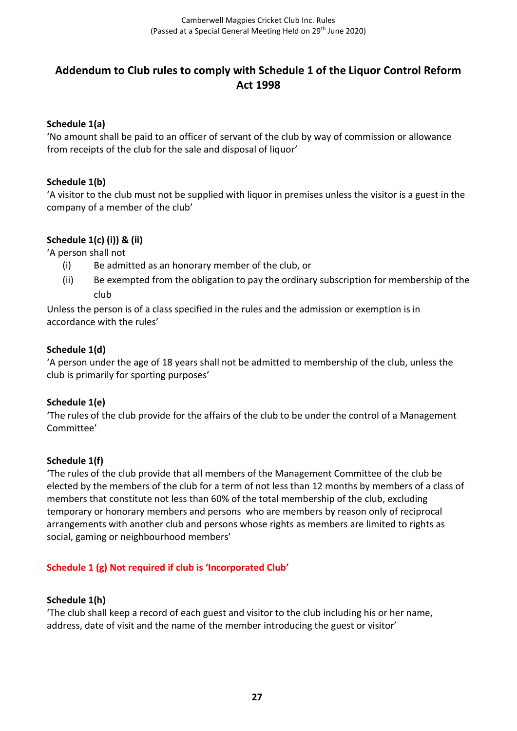# Addendum to Club rules to comply with Schedule 1 of the Liquor Control Reform Act 1998

**Schedule 1(a)**
'No amount shall be paid to an officer of servant of the club by way of commission or allowance from receipts of the club for the sale and disposal of liquor'

**Schedule 1(b)**
'A visitor to the club must not be supplied with liquor in premises unless the visitor is a guest in the company of a member of the club'

**Schedule 1(c) (i)) & (ii)**
'A person shall not

(i) Be admitted as an honorary member of the club, or
(ii) Be exempted from the obligation to pay the ordinary subscription for membership of the club

Unless the person is of a class specified in the rules and the admission or exemption is in accordance with the rules'

**Schedule 1(d)**
'A person under the age of 18 years shall not be admitted to membership of the club, unless the club is primarily for sporting purposes'

**Schedule 1(e)**
'The rules of the club provide for the affairs of the club to be under the control of a Management Committee'

**Schedule 1(f)**
'The rules of the club provide that all members of the Management Committee of the club be elected by the members of the club for a term of not less than 12 months by members of a class of members that constitute not less than 60% of the total membership of the club, excluding temporary or honorary members and persons who are members by reason only of reciprocal arrangements with another club and persons whose rights as members are limited to rights as social, gaming or neighbourhood members'

**Schedule 1 (g) Not required if club is 'Incorporated Club'**

**Schedule 1(h)**
'The club shall keep a record of each guest and visitor to the club including his or her name, address, date of visit and the name of the member introducing the guest or visitor'